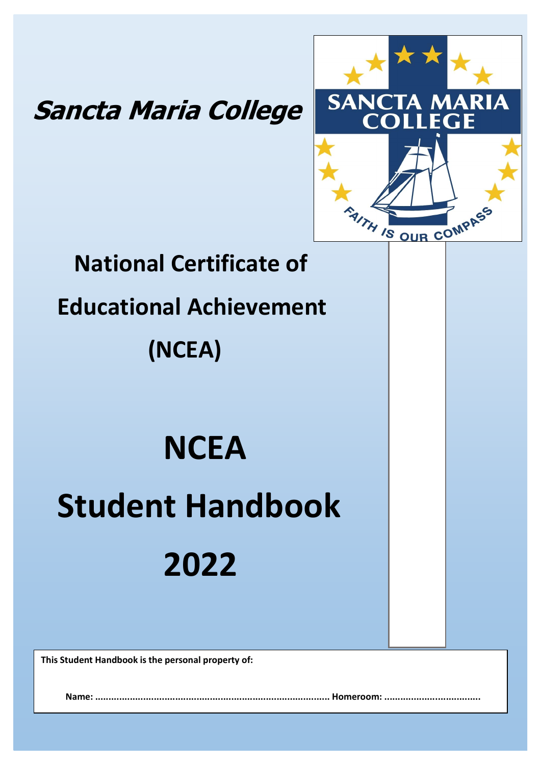**Sancta Maria College**

SANCTA MARIA COLLEGE

FAITH IS OUR COMPASS

## National Certificate of Educational Achievement (NCEA)

# NCEA Student Handbook 2022

**This Student Handbook is the personal property of:**

**Name: ........................................................................................ Homeroom: ...................................**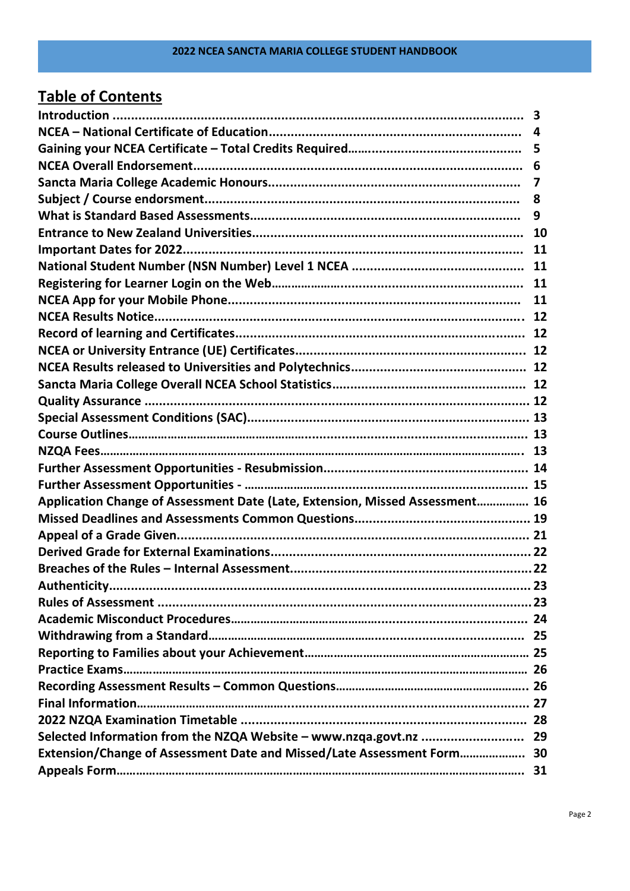## Table of Contents

| | |
|---|---|
| **Introduction** | **3** |
| **NCEA – National Certificate of Education** | **4** |
| **Gaining your NCEA Certificate – Total Credits Required** | **5** |
| **NCEA Overall Endorsement** | **6** |
| **Sancta Maria College Academic Honours** | **7** |
| **Subject / Course endorsment** | **8** |
| **What is Standard Based Assessments** | **9** |
| **Entrance to New Zealand Universities** | **10** |
| **Important Dates for 2022** | **11** |
| **National Student Number (NSN Number) Level 1 NCEA** | **11** |
| **Registering for Learner Login on the Web** | **11** |
| **NCEA App for your Mobile Phone** | **11** |
| **NCEA Results Notice** | **12** |
| **Record of learning and Certificates** | **12** |
| **NCEA or University Entrance (UE) Certificates** | **12** |
| **NCEA Results released to Universities and Polytechnics** | **12** |
| **Sancta Maria College Overall NCEA School Statistics** | **12** |
| **Quality Assurance** | **12** |
| **Special Assessment Conditions (SAC)** | **13** |
| **Course Outlines** | **13** |
| **NZQA Fees** | **13** |
| **Further Assessment Opportunities - Resubmission** | **14** |
| **Further Assessment Opportunities -** | **15** |
| **Application Change of Assessment Date (Late, Extension, Missed Assessment** | **16** |
| **Missed Deadlines and Assessments Common Questions** | **19** |
| **Appeal of a Grade Given** | **21** |
| **Derived Grade for External Examinations** | **22** |
| **Breaches of the Rules – Internal Assessment** | **22** |
| **Authenticity** | **23** |
| **Rules of Assessment** | **23** |
| **Academic Misconduct Procedures** | **24** |
| **Withdrawing from a Standard** | **25** |
| **Reporting to Families about your Achievement** | **25** |
| **Practice Exams** | **26** |
| **Recording Assessment Results – Common Questions** | **26** |
| **Final Information** | **27** |
| **2022 NZQA Examination Timetable** | **28** |
| **Selected Information from the NZQA Website – www.nzqa.govt.nz** | **29** |
| **Extension/Change of Assessment Date and Missed/Late Assessment Form** | **30** |
| **Appeals Form** | **31** |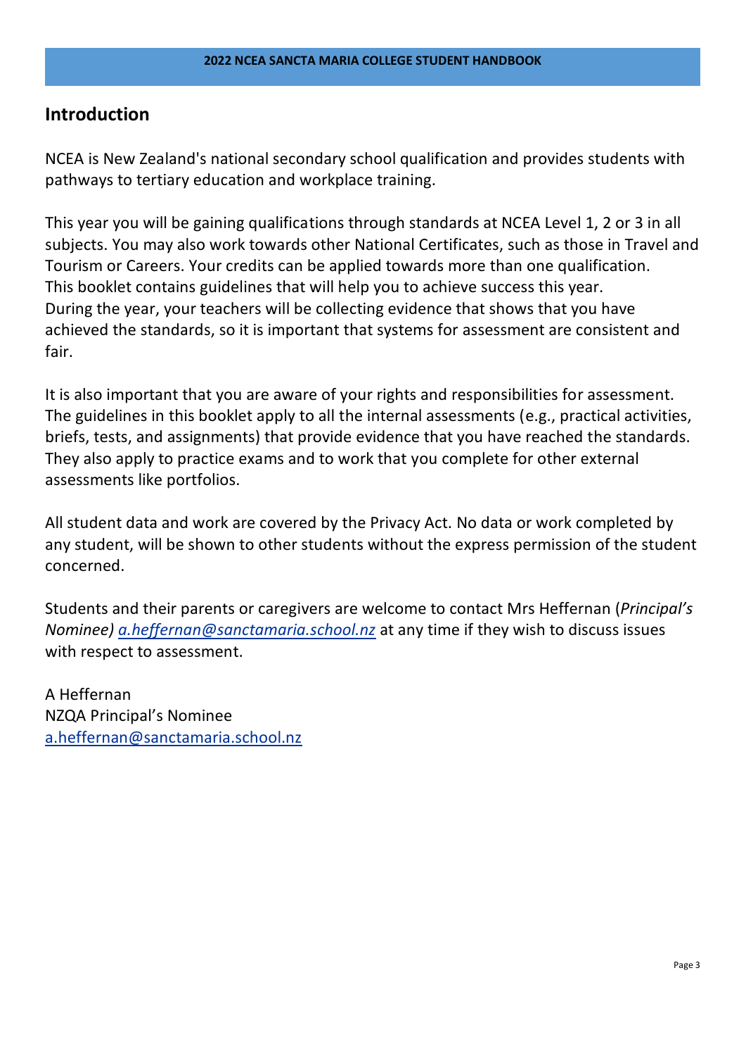## Introduction

NCEA is New Zealand's national secondary school qualification and provides students with pathways to tertiary education and workplace training.

This year you will be gaining qualifications through standards at NCEA Level 1, 2 or 3 in all subjects. You may also work towards other National Certificates, such as those in Travel and Tourism or Careers. Your credits can be applied towards more than one qualification. This booklet contains guidelines that will help you to achieve success this year. During the year, your teachers will be collecting evidence that shows that you have achieved the standards, so it is important that systems for assessment are consistent and fair.

It is also important that you are aware of your rights and responsibilities for assessment. The guidelines in this booklet apply to all the internal assessments (e.g., practical activities, briefs, tests, and assignments) that provide evidence that you have reached the standards. They also apply to practice exams and to work that you complete for other external assessments like portfolios.

All student data and work are covered by the Privacy Act. No data or work completed by any student, will be shown to other students without the express permission of the student concerned.

Students and their parents or caregivers are welcome to contact Mrs Heffernan (*Principal's Nominee) a.heffernan@sanctamaria.school.nz* at any time if they wish to discuss issues with respect to assessment.

A Heffernan
NZQA Principal's Nominee
a.heffernan@sanctamaria.school.nz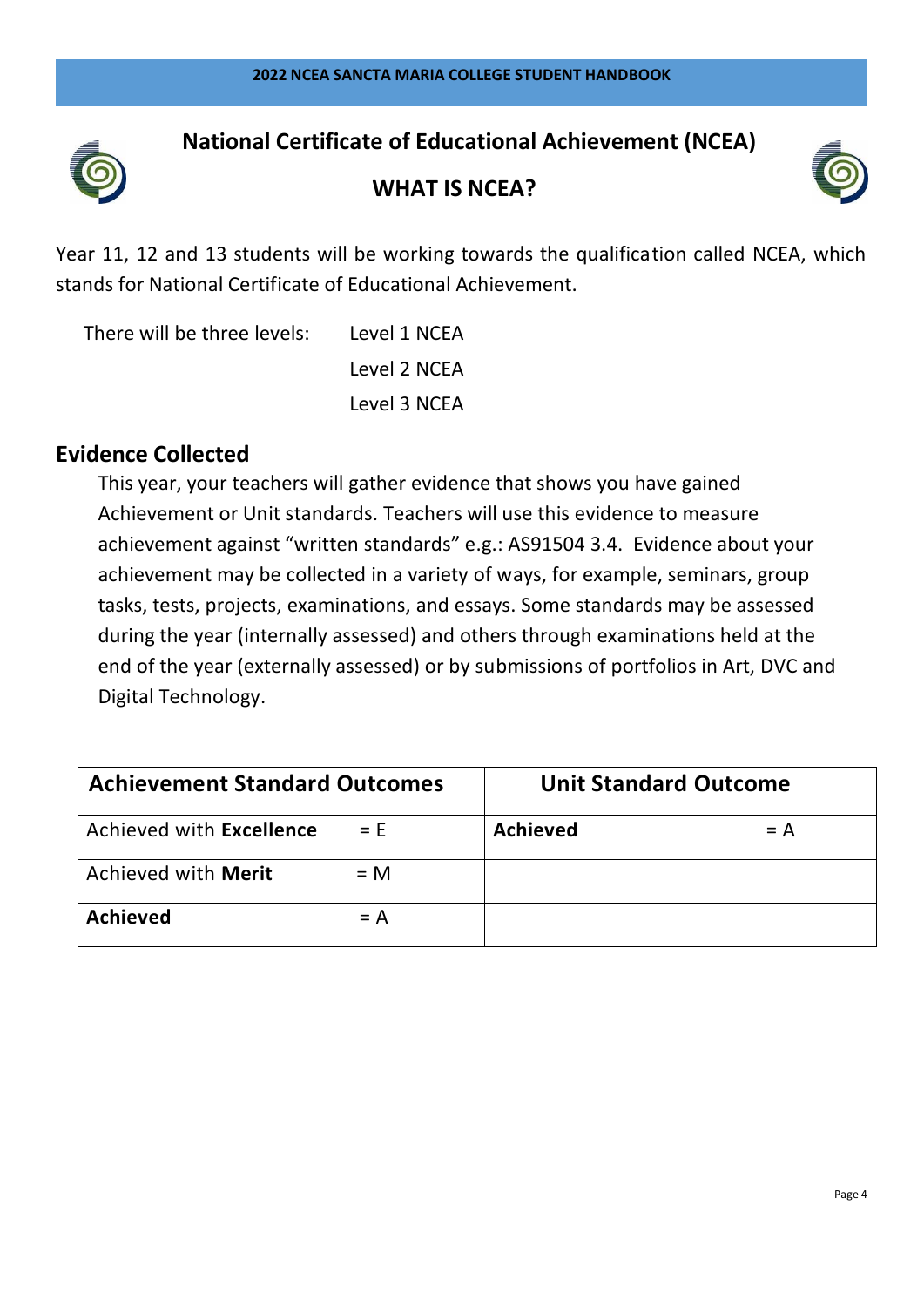# National Certificate of Educational Achievement (NCEA)

## WHAT IS NCEA?

Year 11, 12 and 13 students will be working towards the qualification called NCEA, which stands for National Certificate of Educational Achievement.

There will be three levels:
- Level 1 NCEA
- Level 2 NCEA
- Level 3 NCEA

## Evidence Collected

This year, your teachers will gather evidence that shows you have gained Achievement or Unit standards. Teachers will use this evidence to measure achievement against "written standards" e.g.: AS91504 3.4. Evidence about your achievement may be collected in a variety of ways, for example, seminars, group tasks, tests, projects, examinations, and essays. Some standards may be assessed during the year (internally assessed) and others through examinations held at the end of the year (externally assessed) or by submissions of portfolios in Art, DVC and Digital Technology.

| Achievement Standard Outcomes | | Unit Standard Outcome | |
|---|---|---|---|
| Achieved with **Excellence** | = E | **Achieved** | = A |
| Achieved with **Merit** | = M | | |
| **Achieved** | = A | | |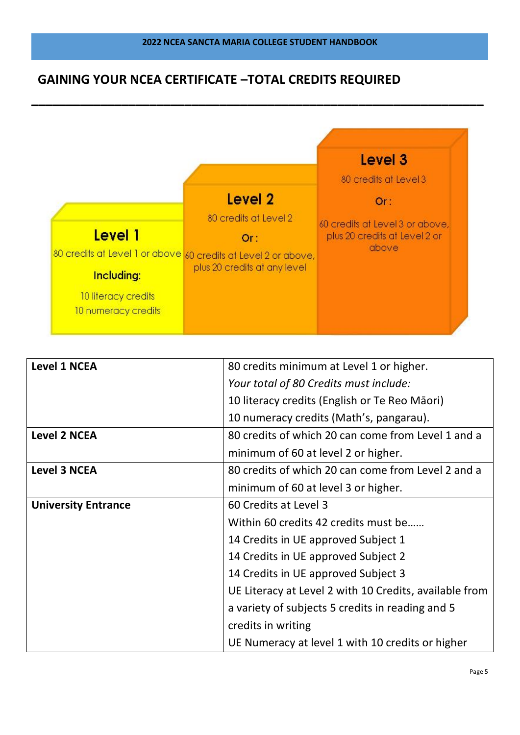## GAINING YOUR NCEA CERTIFICATE –TOTAL CREDITS REQUIRED

**Level 1**

80 credits at Level 1 or above

Including:

10 literacy credits

10 numeracy credits

**Level 2**

80 credits at Level 2

Or:

60 credits at Level 2 or above, plus 20 credits at any level

**Level 3**

80 credits at Level 3

Or:

60 credits at Level 3 or above, plus 20 credits at Level 2 or above

| | |
|---|---|
| **Level 1 NCEA** | 80 credits minimum at Level 1 or higher.<br>*Your total of 80 Credits must include:*<br>10 literacy credits (English or Te Reo Māori)<br>10 numeracy credits (Math's, pangarau). |
| **Level 2 NCEA** | 80 credits of which 20 can come from Level 1 and a minimum of 60 at level 2 or higher. |
| **Level 3 NCEA** | 80 credits of which 20 can come from Level 2 and a minimum of 60 at level 3 or higher. |
| **University Entrance** | 60 Credits at Level 3<br>Within 60 credits 42 credits must be……<br>14 Credits in UE approved Subject 1<br>14 Credits in UE approved Subject 2<br>14 Credits in UE approved Subject 3<br>UE Literacy at Level 2 with 10 Credits, available from a variety of subjects 5 credits in reading and 5 credits in writing<br>UE Numeracy at level 1 with 10 credits or higher |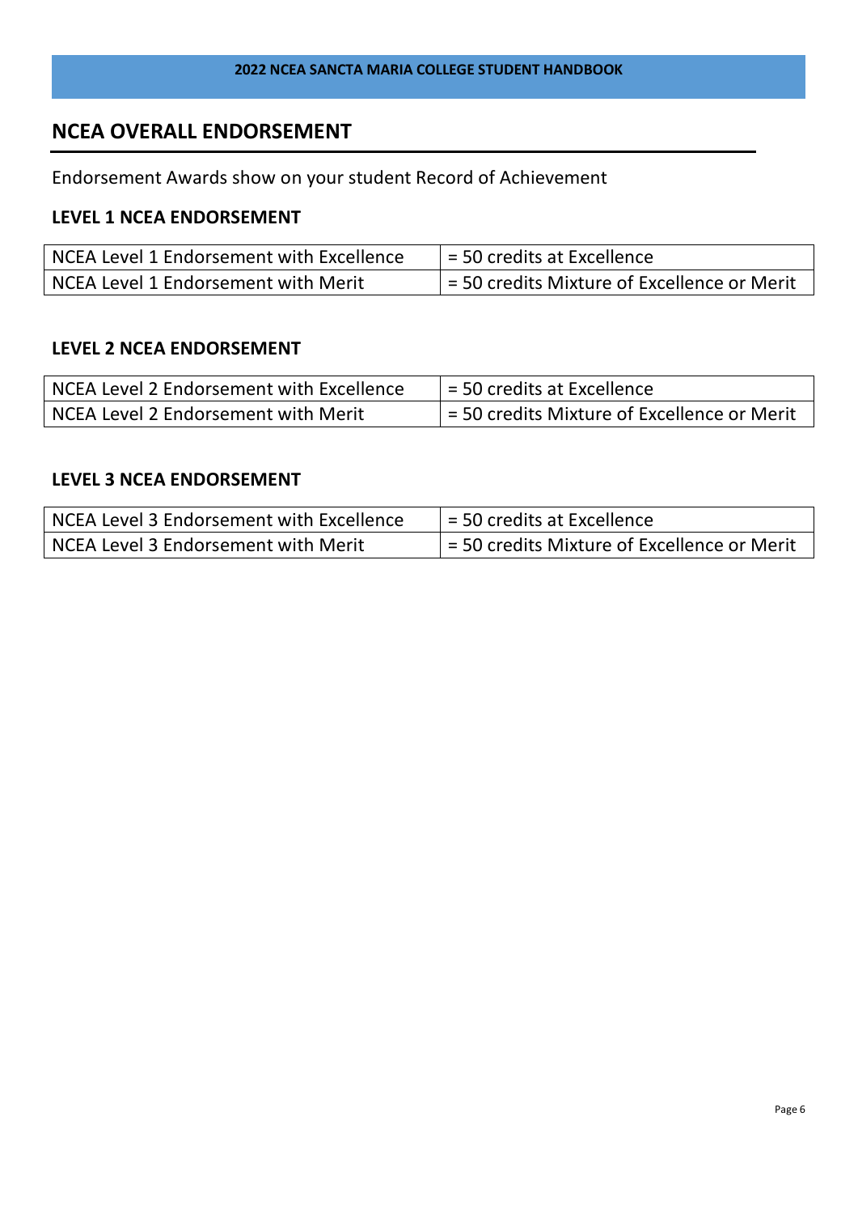## NCEA OVERALL ENDORSEMENT

Endorsement Awards show on your student Record of Achievement

### LEVEL 1 NCEA ENDORSEMENT

| | |
|---|---|
| NCEA Level 1 Endorsement with Excellence | = 50 credits at Excellence |
| NCEA Level 1 Endorsement with Merit | = 50 credits Mixture of Excellence or Merit |

### LEVEL 2 NCEA ENDORSEMENT

| | |
|---|---|
| NCEA Level 2 Endorsement with Excellence | = 50 credits at Excellence |
| NCEA Level 2 Endorsement with Merit | = 50 credits Mixture of Excellence or Merit |

### LEVEL 3 NCEA ENDORSEMENT

| | |
|---|---|
| NCEA Level 3 Endorsement with Excellence | = 50 credits at Excellence |
| NCEA Level 3 Endorsement with Merit | = 50 credits Mixture of Excellence or Merit |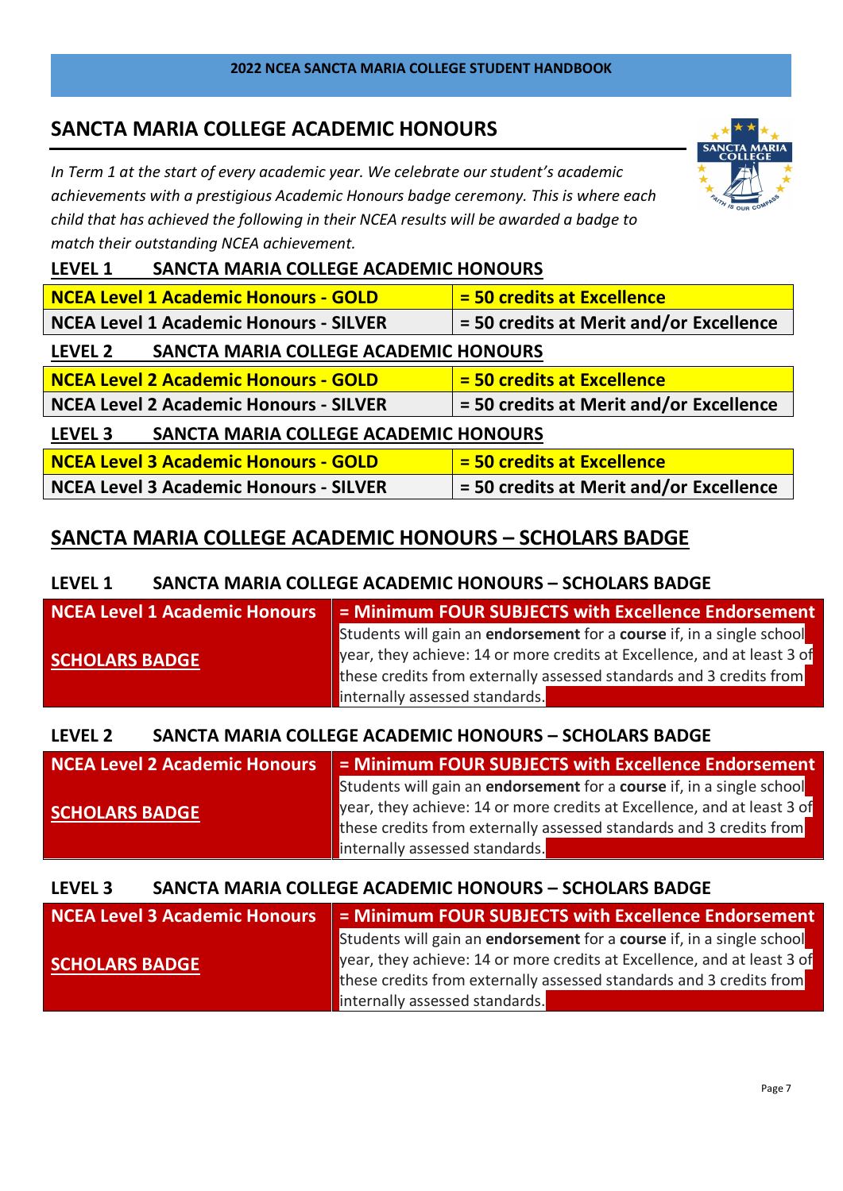# SANCTA MARIA COLLEGE ACADEMIC HONOURS

*In Term 1 at the start of every academic year. We celebrate our student's academic achievements with a prestigious Academic Honours badge ceremony. This is where each child that has achieved the following in their NCEA results will be awarded a badge to match their outstanding NCEA achievement.*

## LEVEL 1 SANCTA MARIA COLLEGE ACADEMIC HONOURS

| NCEA Level 1 Academic Honours - GOLD | = 50 credits at Excellence |
|---|---|
| NCEA Level 1 Academic Honours - SILVER | = 50 credits at Merit and/or Excellence |

## LEVEL 2 SANCTA MARIA COLLEGE ACADEMIC HONOURS

| NCEA Level 2 Academic Honours - GOLD | = 50 credits at Excellence |
|---|---|
| NCEA Level 2 Academic Honours - SILVER | = 50 credits at Merit and/or Excellence |

## LEVEL 3 SANCTA MARIA COLLEGE ACADEMIC HONOURS

| NCEA Level 3 Academic Honours - GOLD | = 50 credits at Excellence |
|---|---|
| NCEA Level 3 Academic Honours - SILVER | = 50 credits at Merit and/or Excellence |

# SANCTA MARIA COLLEGE ACADEMIC HONOURS – SCHOLARS BADGE

## LEVEL 1 SANCTA MARIA COLLEGE ACADEMIC HONOURS – SCHOLARS BADGE

| NCEA Level 1 Academic Honours | = Minimum FOUR SUBJECTS with Excellence Endorsement |
|---|---|
| SCHOLARS BADGE | Students will gain an **endorsement** for a **course** if, in a single school year, they achieve: 14 or more credits at Excellence, and at least 3 of these credits from externally assessed standards and 3 credits from internally assessed standards. |

## LEVEL 2 SANCTA MARIA COLLEGE ACADEMIC HONOURS – SCHOLARS BADGE

| NCEA Level 2 Academic Honours | = Minimum FOUR SUBJECTS with Excellence Endorsement |
|---|---|
| SCHOLARS BADGE | Students will gain an **endorsement** for a **course** if, in a single school year, they achieve: 14 or more credits at Excellence, and at least 3 of these credits from externally assessed standards and 3 credits from internally assessed standards. |

## LEVEL 3 SANCTA MARIA COLLEGE ACADEMIC HONOURS – SCHOLARS BADGE

| NCEA Level 3 Academic Honours | = Minimum FOUR SUBJECTS with Excellence Endorsement |
|---|---|
| SCHOLARS BADGE | Students will gain an **endorsement** for a **course** if, in a single school year, they achieve: 14 or more credits at Excellence, and at least 3 of these credits from externally assessed standards and 3 credits from internally assessed standards. |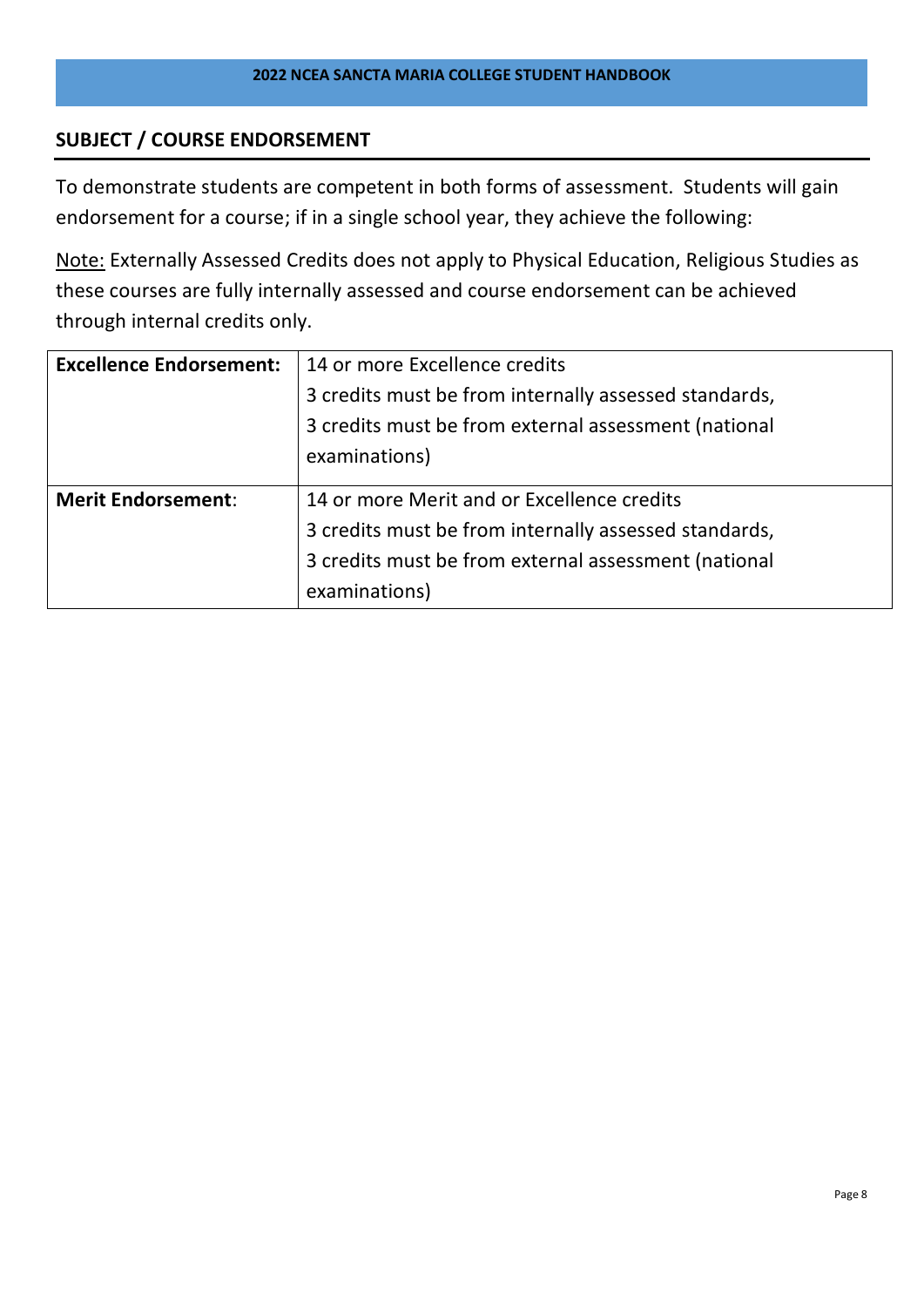## SUBJECT / COURSE ENDORSEMENT

To demonstrate students are competent in both forms of assessment. Students will gain endorsement for a course; if in a single school year, they achieve the following:

<u>Note:</u> Externally Assessed Credits does not apply to Physical Education, Religious Studies as these courses are fully internally assessed and course endorsement can be achieved through internal credits only.

| | |
|---|---|
| **Excellence Endorsement:** | 14 or more Excellence credits<br>3 credits must be from internally assessed standards,<br>3 credits must be from external assessment (national examinations) |
| **Merit Endorsement**: | 14 or more Merit and or Excellence credits<br>3 credits must be from internally assessed standards,<br>3 credits must be from external assessment (national examinations) |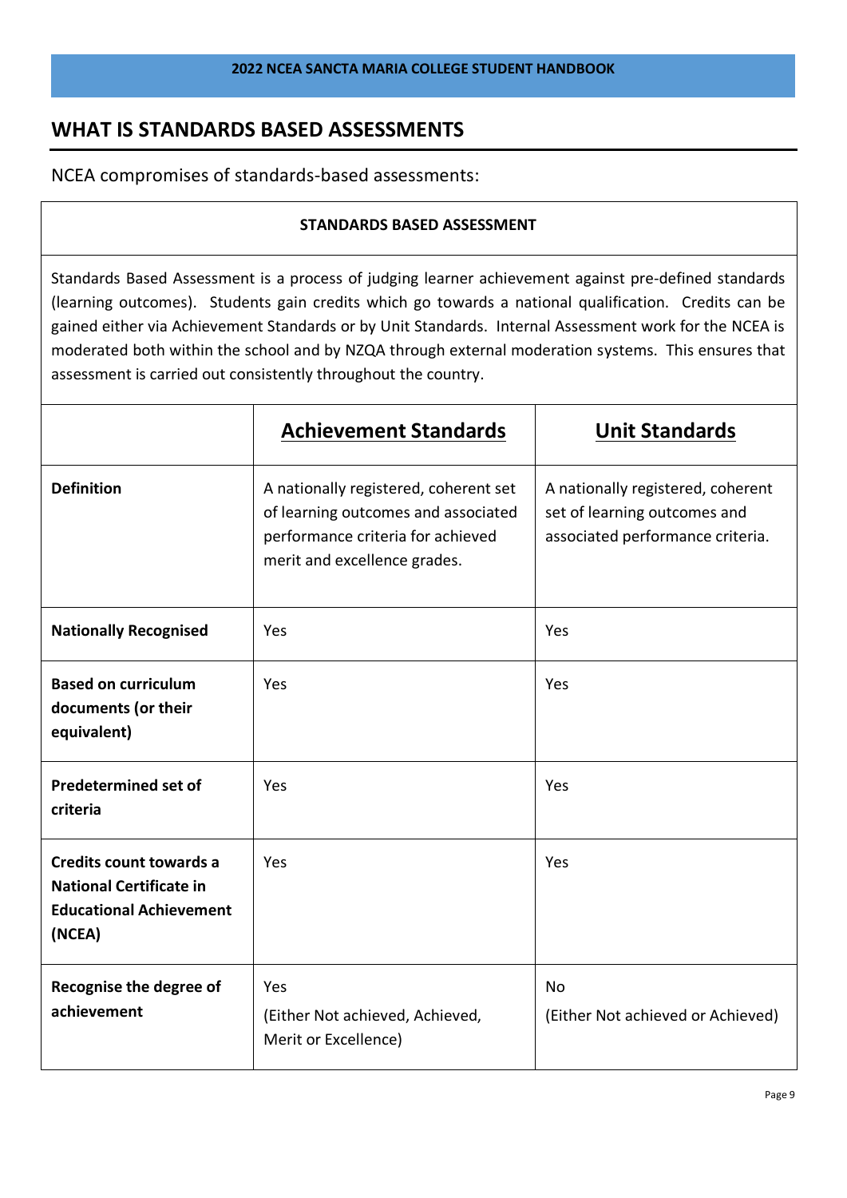## WHAT IS STANDARDS BASED ASSESSMENTS

NCEA compromises of standards-based assessments:

| **STANDARDS BASED ASSESSMENT** |
|---|
| Standards Based Assessment is a process of judging learner achievement against pre-defined standards (learning outcomes). Students gain credits which go towards a national qualification. Credits can be gained either via Achievement Standards or by Unit Standards. Internal Assessment work for the NCEA is moderated both within the school and by NZQA through external moderation systems. This ensures that assessment is carried out consistently throughout the country. |

| | **Achievement Standards** | **Unit Standards** |
|---|---|---|
| **Definition** | A nationally registered, coherent set of learning outcomes and associated performance criteria for achieved merit and excellence grades. | A nationally registered, coherent set of learning outcomes and associated performance criteria. |
| **Nationally Recognised** | Yes | Yes |
| **Based on curriculum documents (or their equivalent)** | Yes | Yes |
| **Predetermined set of criteria** | Yes | Yes |
| **Credits count towards a National Certificate in Educational Achievement (NCEA)** | Yes | Yes |
| **Recognise the degree of achievement** | Yes (Either Not achieved, Achieved, Merit or Excellence) | No (Either Not achieved or Achieved) |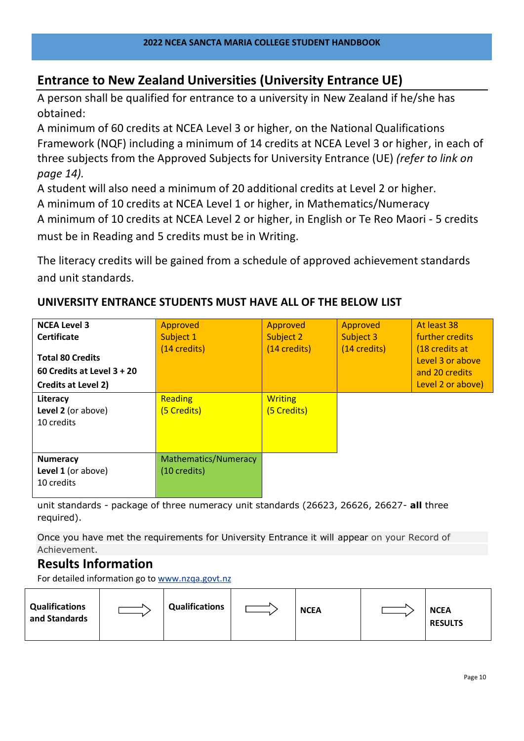## Entrance to New Zealand Universities (University Entrance UE)

A person shall be qualified for entrance to a university in New Zealand if he/she has obtained:

A minimum of 60 credits at NCEA Level 3 or higher, on the National Qualifications Framework (NQF) including a minimum of 14 credits at NCEA Level 3 or higher, in each of three subjects from the Approved Subjects for University Entrance (UE) *(refer to link on page 14).*

A student will also need a minimum of 20 additional credits at Level 2 or higher.

A minimum of 10 credits at NCEA Level 1 or higher, in Mathematics/Numeracy

A minimum of 10 credits at NCEA Level 2 or higher, in English or Te Reo Maori - 5 credits must be in Reading and 5 credits must be in Writing.

The literacy credits will be gained from a schedule of approved achievement standards and unit standards.

### UNIVERSITY ENTRANCE STUDENTS MUST HAVE ALL OF THE BELOW LIST

| **NCEA Level 3 Certificate** **Total 80 Credits** **60 Credits at Level 3 + 20 Credits at Level 2)** | Approved Subject 1 (14 credits) | Approved Subject 2 (14 credits) | Approved Subject 3 (14 credits) | At least 38 further credits (18 credits at Level 3 or above and 20 credits Level 2 or above) |
|---|---|---|---|---|
| **Literacy** **Level 2** (or above) 10 credits | Reading (5 Credits) | Writing (5 Credits) | | |
| **Numeracy** **Level 1** (or above) 10 credits | Mathematics/Numeracy (10 credits) | | | |

unit standards - package of three numeracy unit standards (26623, 26626, 26627- **all** three required).

Once you have met the requirements for University Entrance it will appear on your Record of Achievement.

## Results Information

For detailed information go to www.nzqa.govt.nz

| **Qualifications and Standards** | ⇨ | **Qualifications** | ⇨ | **NCEA** | ⇨ | **NCEA RESULTS** |
|---|---|---|---|---|---|---|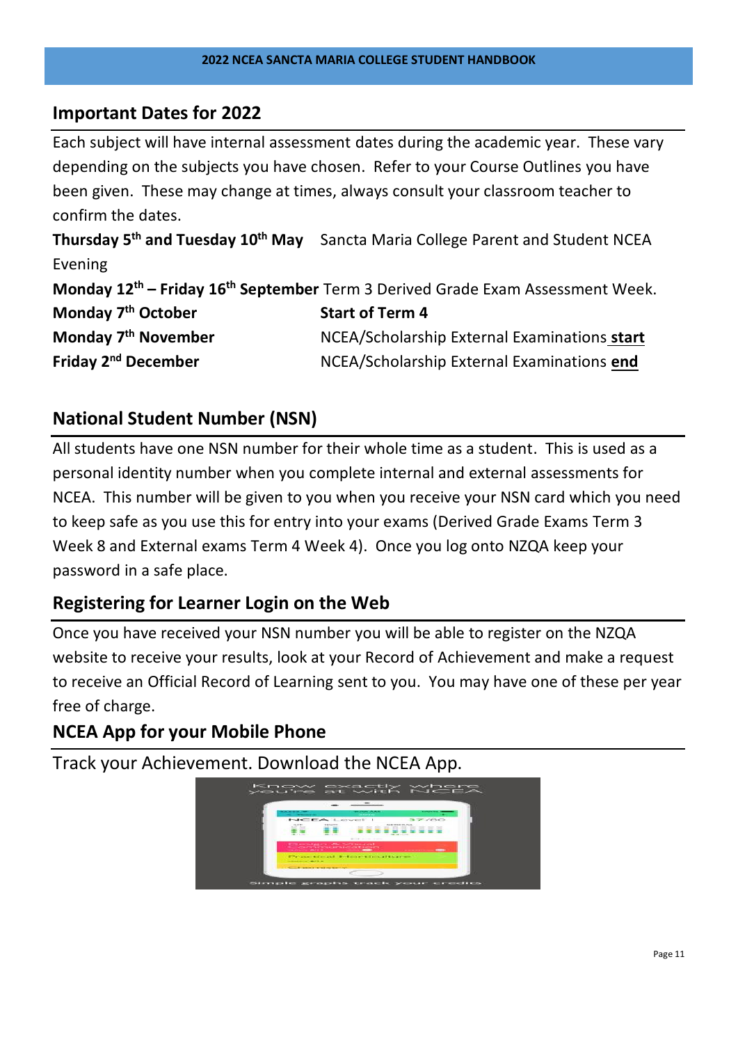## Important Dates for 2022

Each subject will have internal assessment dates during the academic year. These vary depending on the subjects you have chosen. Refer to your Course Outlines you have been given. These may change at times, always consult your classroom teacher to confirm the dates.

**Thursday 5th and Tuesday 10th May** Sancta Maria College Parent and Student NCEA Evening

**Monday 12th – Friday 16th September** Term 3 Derived Grade Exam Assessment Week.

**Monday 7th October** **Start of Term 4**

**Monday 7th November** NCEA/Scholarship External Examinations **start**

**Friday 2nd December** NCEA/Scholarship External Examinations **end**

## National Student Number (NSN)

All students have one NSN number for their whole time as a student. This is used as a personal identity number when you complete internal and external assessments for NCEA. This number will be given to you when you receive your NSN card which you need to keep safe as you use this for entry into your exams (Derived Grade Exams Term 3 Week 8 and External exams Term 4 Week 4). Once you log onto NZQA keep your password in a safe place.

## Registering for Learner Login on the Web

Once you have received your NSN number you will be able to register on the NZQA website to receive your results, look at your Record of Achievement and make a request to receive an Official Record of Learning sent to you. You may have one of these per year free of charge.

## NCEA App for your Mobile Phone

Track your Achievement. Download the NCEA App.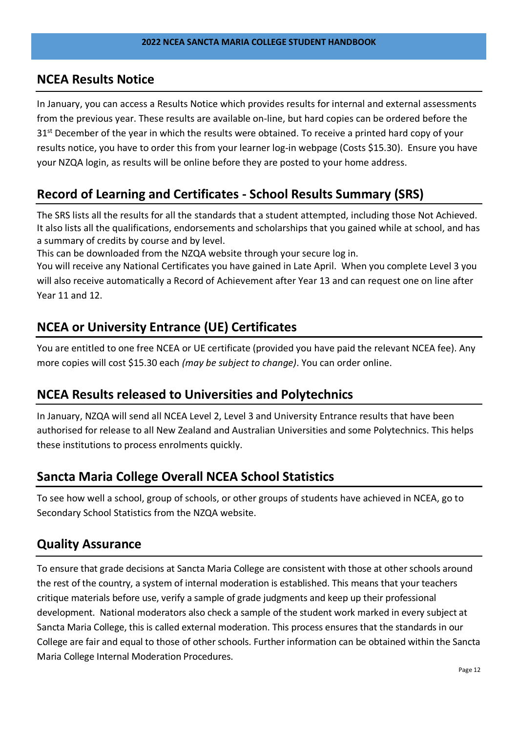## NCEA Results Notice

In January, you can access a Results Notice which provides results for internal and external assessments from the previous year. These results are available on-line, but hard copies can be ordered before the 31st December of the year in which the results were obtained. To receive a printed hard copy of your results notice, you have to order this from your learner log-in webpage (Costs $15.30). Ensure you have your NZQA login, as results will be online before they are posted to your home address.

## Record of Learning and Certificates - School Results Summary (SRS)

The SRS lists all the results for all the standards that a student attempted, including those Not Achieved. It also lists all the qualifications, endorsements and scholarships that you gained while at school, and has a summary of credits by course and by level.

This can be downloaded from the NZQA website through your secure log in.

You will receive any National Certificates you have gained in Late April. When you complete Level 3 you will also receive automatically a Record of Achievement after Year 13 and can request one on line after Year 11 and 12.

## NCEA or University Entrance (UE) Certificates

You are entitled to one free NCEA or UE certificate (provided you have paid the relevant NCEA fee). Any more copies will cost $15.30 each *(may be subject to change)*. You can order online.

## NCEA Results released to Universities and Polytechnics

In January, NZQA will send all NCEA Level 2, Level 3 and University Entrance results that have been authorised for release to all New Zealand and Australian Universities and some Polytechnics. This helps these institutions to process enrolments quickly.

## Sancta Maria College Overall NCEA School Statistics

To see how well a school, group of schools, or other groups of students have achieved in NCEA, go to Secondary School Statistics from the NZQA website.

## Quality Assurance

To ensure that grade decisions at Sancta Maria College are consistent with those at other schools around the rest of the country, a system of internal moderation is established. This means that your teachers critique materials before use, verify a sample of grade judgments and keep up their professional development. National moderators also check a sample of the student work marked in every subject at Sancta Maria College, this is called external moderation. This process ensures that the standards in our College are fair and equal to those of other schools. Further information can be obtained within the Sancta Maria College Internal Moderation Procedures.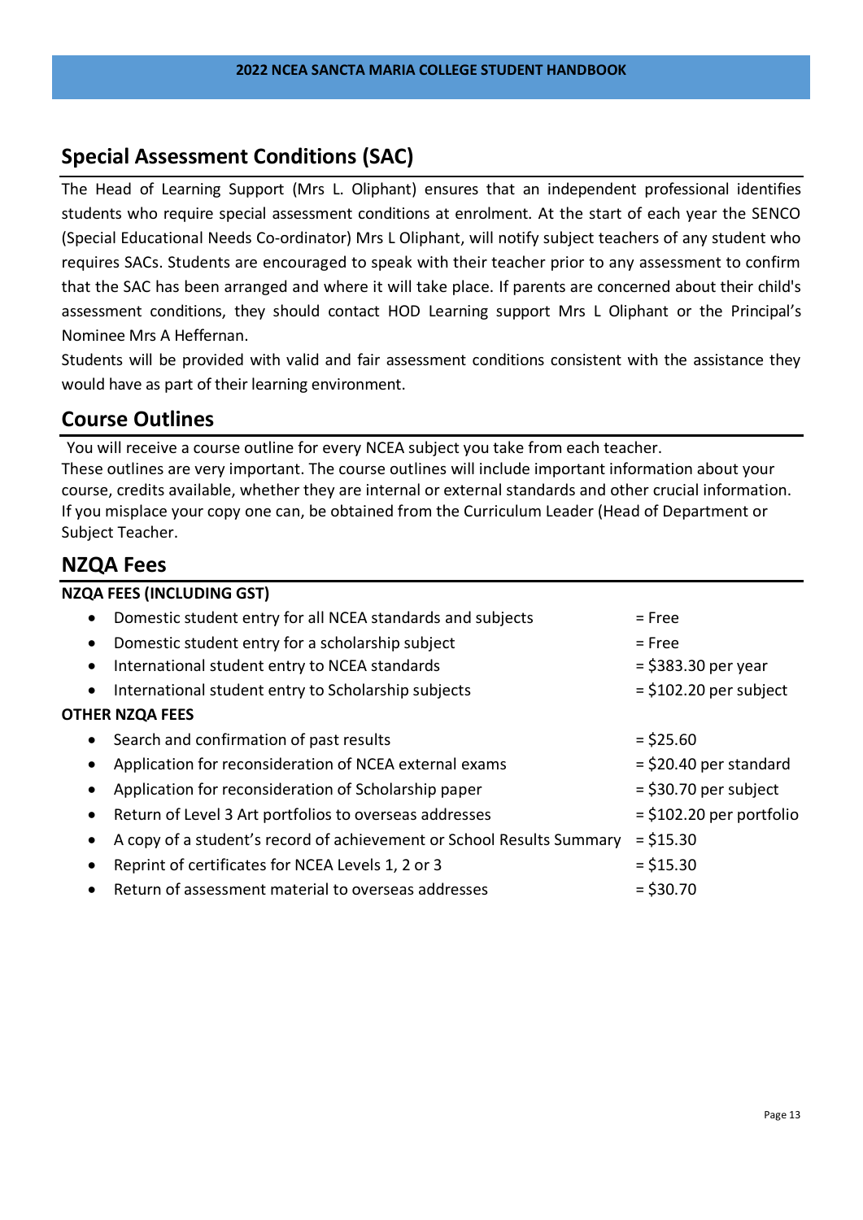## Special Assessment Conditions (SAC)

The Head of Learning Support (Mrs L. Oliphant) ensures that an independent professional identifies students who require special assessment conditions at enrolment. At the start of each year the SENCO (Special Educational Needs Co-ordinator) Mrs L Oliphant, will notify subject teachers of any student who requires SACs. Students are encouraged to speak with their teacher prior to any assessment to confirm that the SAC has been arranged and where it will take place. If parents are concerned about their child's assessment conditions, they should contact HOD Learning support Mrs L Oliphant or the Principal's Nominee Mrs A Heffernan.

Students will be provided with valid and fair assessment conditions consistent with the assistance they would have as part of their learning environment.

## Course Outlines

You will receive a course outline for every NCEA subject you take from each teacher.

These outlines are very important. The course outlines will include important information about your course, credits available, whether they are internal or external standards and other crucial information. If you misplace your copy one can, be obtained from the Curriculum Leader (Head of Department or Subject Teacher.

## NZQA Fees

**NZQA FEES (INCLUDING GST)**

- Domestic student entry for all NCEA standards and subjects = Free
- Domestic student entry for a scholarship subject = Free
- International student entry to NCEA standards = $383.30 per year
- International student entry to Scholarship subjects = $102.20 per subject

**OTHER NZQA FEES**

- Search and confirmation of past results = $25.60
- Application for reconsideration of NCEA external exams = $20.40 per standard
- Application for reconsideration of Scholarship paper = $30.70 per subject
- Return of Level 3 Art portfolios to overseas addresses = $102.20 per portfolio
- A copy of a student's record of achievement or School Results Summary = $15.30
- Reprint of certificates for NCEA Levels 1, 2 or 3 = $15.30
- Return of assessment material to overseas addresses = $30.70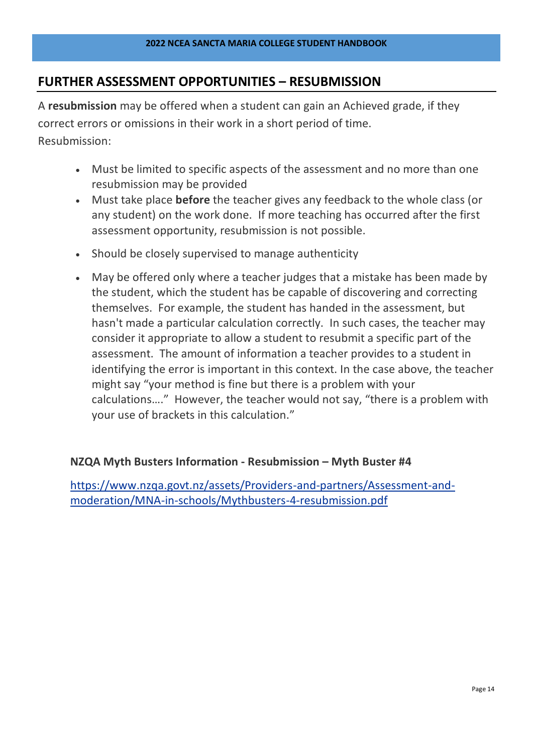## FURTHER ASSESSMENT OPPORTUNITIES – RESUBMISSION

A **resubmission** may be offered when a student can gain an Achieved grade, if they correct errors or omissions in their work in a short period of time.
Resubmission:

- Must be limited to specific aspects of the assessment and no more than one resubmission may be provided
- Must take place **before** the teacher gives any feedback to the whole class (or any student) on the work done. If more teaching has occurred after the first assessment opportunity, resubmission is not possible.
- Should be closely supervised to manage authenticity
- May be offered only where a teacher judges that a mistake has been made by the student, which the student has be capable of discovering and correcting themselves. For example, the student has handed in the assessment, but hasn't made a particular calculation correctly. In such cases, the teacher may consider it appropriate to allow a student to resubmit a specific part of the assessment. The amount of information a teacher provides to a student in identifying the error is important in this context. In the case above, the teacher might say "your method is fine but there is a problem with your calculations…." However, the teacher would not say, "there is a problem with your use of brackets in this calculation."

**NZQA Myth Busters Information - Resubmission – Myth Buster #4**

https://www.nzqa.govt.nz/assets/Providers-and-partners/Assessment-and-moderation/MNA-in-schools/Mythbusters-4-resubmission.pdf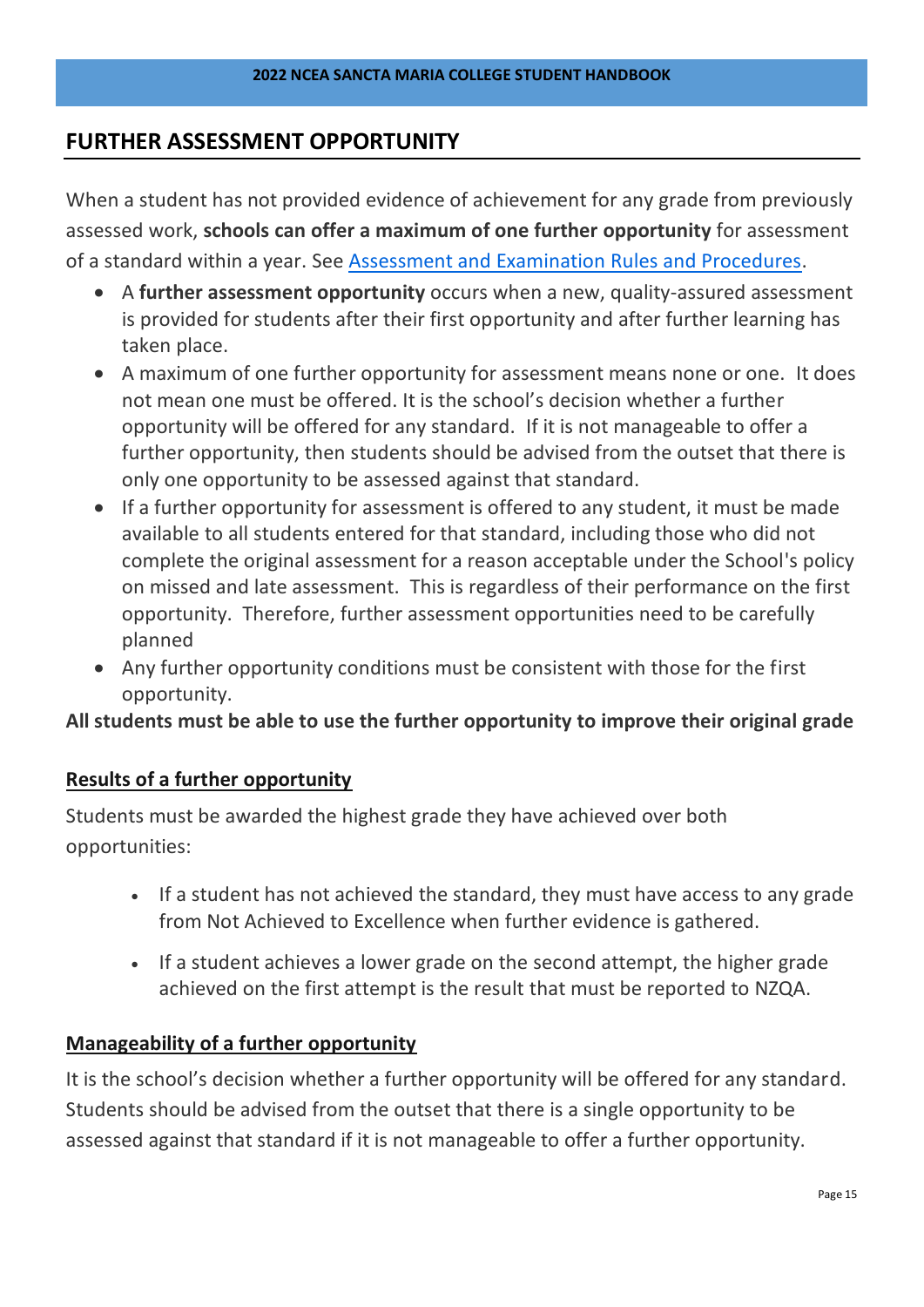## FURTHER ASSESSMENT OPPORTUNITY

When a student has not provided evidence of achievement for any grade from previously assessed work, **schools can offer a maximum of one further opportunity** for assessment of a standard within a year. See [Assessment and Examination Rules and Procedures](#).

- A **further assessment opportunity** occurs when a new, quality-assured assessment is provided for students after their first opportunity and after further learning has taken place.
- A maximum of one further opportunity for assessment means none or one. It does not mean one must be offered. It is the school's decision whether a further opportunity will be offered for any standard. If it is not manageable to offer a further opportunity, then students should be advised from the outset that there is only one opportunity to be assessed against that standard.
- If a further opportunity for assessment is offered to any student, it must be made available to all students entered for that standard, including those who did not complete the original assessment for a reason acceptable under the School's policy on missed and late assessment. This is regardless of their performance on the first opportunity. Therefore, further assessment opportunities need to be carefully planned
- Any further opportunity conditions must be consistent with those for the first opportunity.

**All students must be able to use the further opportunity to improve their original grade**

### Results of a further opportunity

Students must be awarded the highest grade they have achieved over both opportunities:

- If a student has not achieved the standard, they must have access to any grade from Not Achieved to Excellence when further evidence is gathered.
- If a student achieves a lower grade on the second attempt, the higher grade achieved on the first attempt is the result that must be reported to NZQA.

### Manageability of a further opportunity

It is the school's decision whether a further opportunity will be offered for any standard. Students should be advised from the outset that there is a single opportunity to be assessed against that standard if it is not manageable to offer a further opportunity.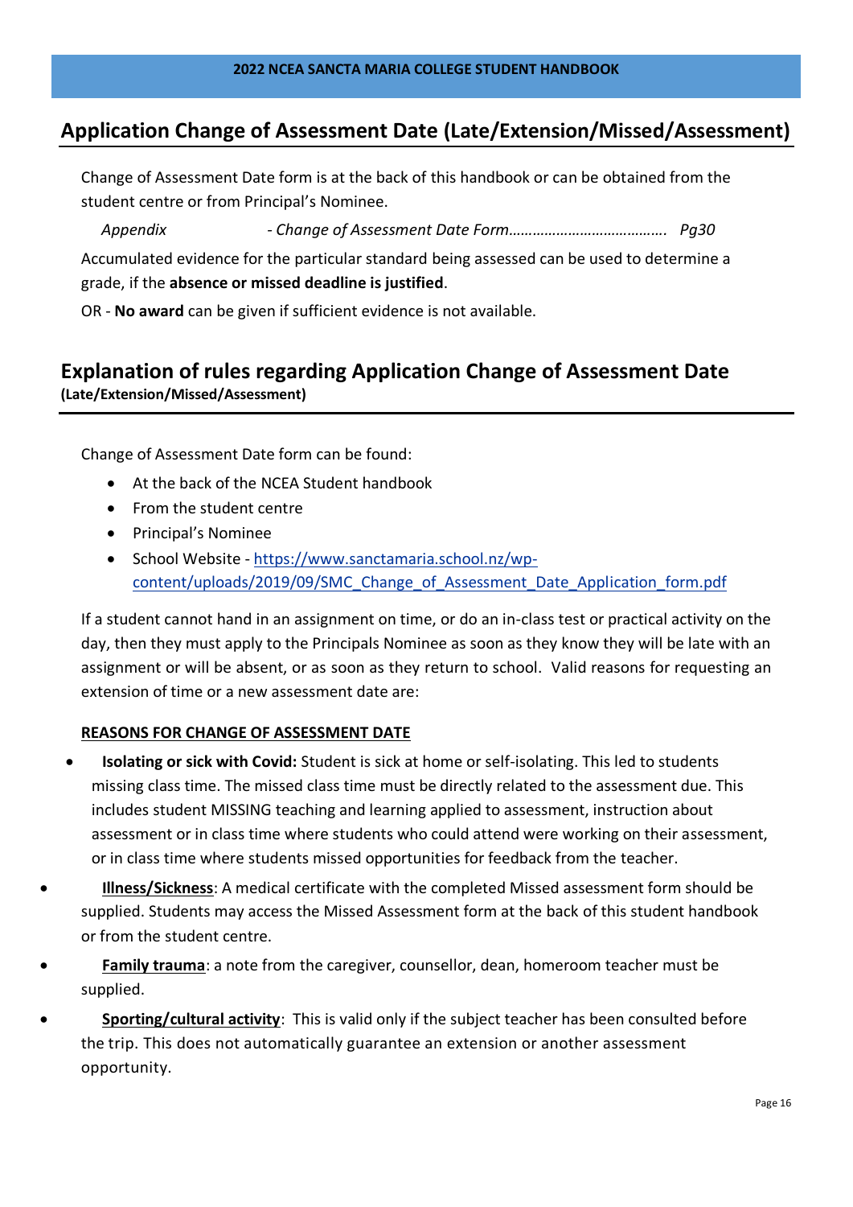## Application Change of Assessment Date (Late/Extension/Missed/Assessment)

Change of Assessment Date form is at the back of this handbook or can be obtained from the student centre or from Principal's Nominee.

*Appendix - Change of Assessment Date Form…………………………………. Pg30*

Accumulated evidence for the particular standard being assessed can be used to determine a grade, if the **absence or missed deadline is justified**.

OR - **No award** can be given if sufficient evidence is not available.

## Explanation of rules regarding Application Change of Assessment Date

**(Late/Extension/Missed/Assessment)**

Change of Assessment Date form can be found:

- At the back of the NCEA Student handbook
- From the student centre
- Principal's Nominee
- School Website - [https://www.sanctamaria.school.nz/wp-content/uploads/2019/09/SMC_Change_of_Assessment_Date_Application_form.pdf](https://www.sanctamaria.school.nz/wp-content/uploads/2019/09/SMC_Change_of_Assessment_Date_Application_form.pdf)

If a student cannot hand in an assignment on time, or do an in-class test or practical activity on the day, then they must apply to the Principals Nominee as soon as they know they will be late with an assignment or will be absent, or as soon as they return to school. Valid reasons for requesting an extension of time or a new assessment date are:

**<u>REASONS FOR CHANGE OF ASSESSMENT DATE</u>**

- **Isolating or sick with Covid:** Student is sick at home or self-isolating. This led to students missing class time. The missed class time must be directly related to the assessment due. This includes student MISSING teaching and learning applied to assessment, instruction about assessment or in class time where students who could attend were working on their assessment, or in class time where students missed opportunities for feedback from the teacher.
- **<u>Illness/Sickness</u>**: A medical certificate with the completed Missed assessment form should be supplied. Students may access the Missed Assessment form at the back of this student handbook or from the student centre.
- **<u>Family trauma</u>**: a note from the caregiver, counsellor, dean, homeroom teacher must be supplied.
- **<u>Sporting/cultural activity</u>**: This is valid only if the subject teacher has been consulted before the trip. This does not automatically guarantee an extension or another assessment opportunity.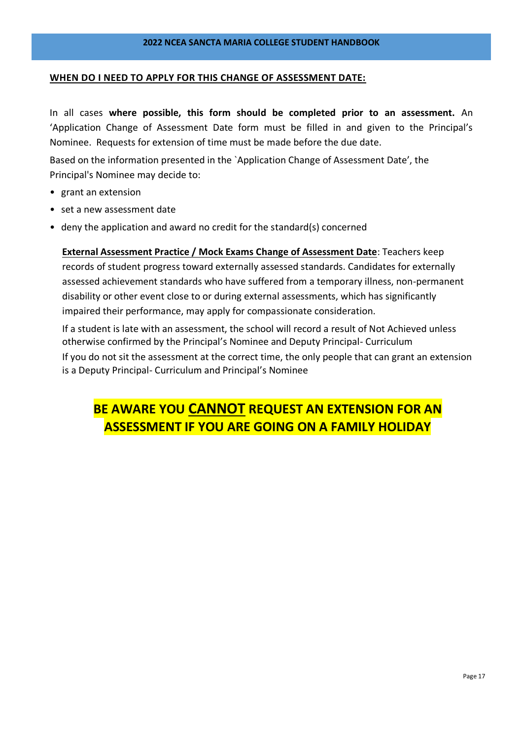## WHEN DO I NEED TO APPLY FOR THIS CHANGE OF ASSESSMENT DATE:

In all cases **where possible, this form should be completed prior to an assessment.** An 'Application Change of Assessment Date form must be filled in and given to the Principal's Nominee. Requests for extension of time must be made before the due date.

Based on the information presented in the `Application Change of Assessment Date', the Principal's Nominee may decide to:

- grant an extension
- set a new assessment date
- deny the application and award no credit for the standard(s) concerned

**External Assessment Practice / Mock Exams Change of Assessment Date**: Teachers keep records of student progress toward externally assessed standards. Candidates for externally assessed achievement standards who have suffered from a temporary illness, non-permanent disability or other event close to or during external assessments, which has significantly impaired their performance, may apply for compassionate consideration.

If a student is late with an assessment, the school will record a result of Not Achieved unless otherwise confirmed by the Principal's Nominee and Deputy Principal- Curriculum

If you do not sit the assessment at the correct time, the only people that can grant an extension is a Deputy Principal- Curriculum and Principal's Nominee

**BE AWARE YOU CANNOT REQUEST AN EXTENSION FOR AN ASSESSMENT IF YOU ARE GOING ON A FAMILY HOLIDAY**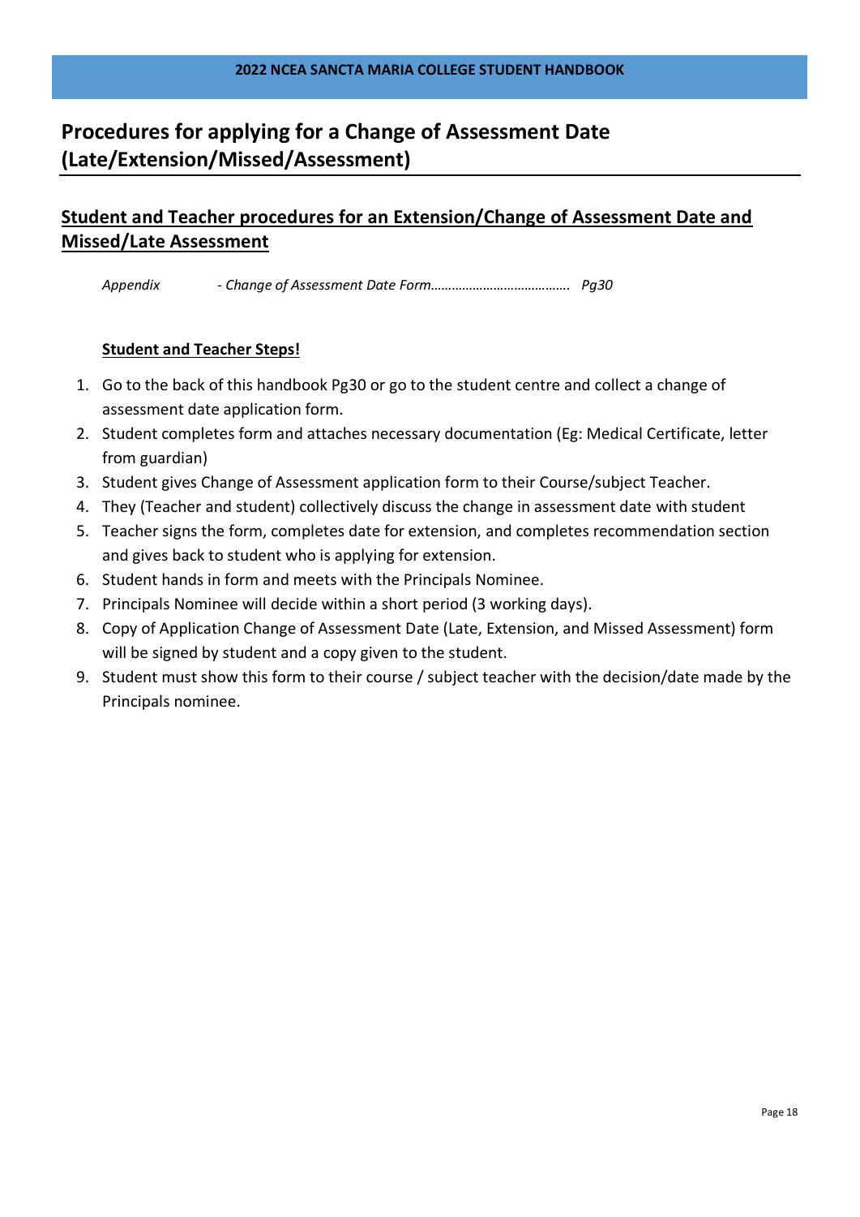# Procedures for applying for a Change of Assessment Date (Late/Extension/Missed/Assessment)

## Student and Teacher procedures for an Extension/Change of Assessment Date and Missed/Late Assessment

*Appendix - Change of Assessment Date Form…………………………………. Pg30*

**Student and Teacher Steps!**

1. Go to the back of this handbook Pg30 or go to the student centre and collect a change of assessment date application form.
2. Student completes form and attaches necessary documentation (Eg: Medical Certificate, letter from guardian)
3. Student gives Change of Assessment application form to their Course/subject Teacher.
4. They (Teacher and student) collectively discuss the change in assessment date with student
5. Teacher signs the form, completes date for extension, and completes recommendation section and gives back to student who is applying for extension.
6. Student hands in form and meets with the Principals Nominee.
7. Principals Nominee will decide within a short period (3 working days).
8. Copy of Application Change of Assessment Date (Late, Extension, and Missed Assessment) form will be signed by student and a copy given to the student.
9. Student must show this form to their course / subject teacher with the decision/date made by the Principals nominee.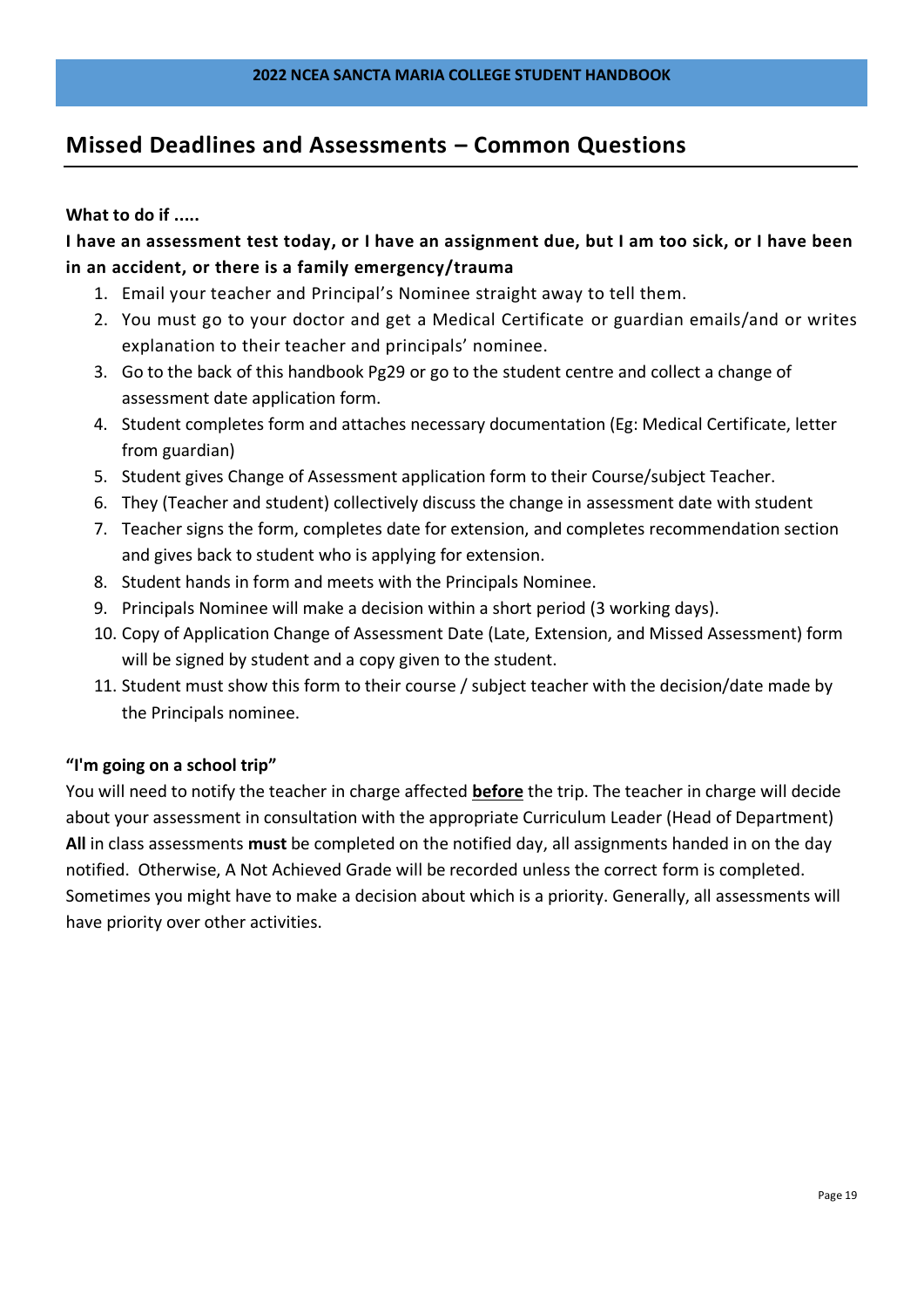## Missed Deadlines and Assessments – Common Questions

**What to do if .....**

**I have an assessment test today, or I have an assignment due, but I am too sick, or I have been in an accident, or there is a family emergency/trauma**

1. Email your teacher and Principal's Nominee straight away to tell them.
2. You must go to your doctor and get a Medical Certificate or guardian emails/and or writes explanation to their teacher and principals' nominee.
3. Go to the back of this handbook Pg29 or go to the student centre and collect a change of assessment date application form.
4. Student completes form and attaches necessary documentation (Eg: Medical Certificate, letter from guardian)
5. Student gives Change of Assessment application form to their Course/subject Teacher.
6. They (Teacher and student) collectively discuss the change in assessment date with student
7. Teacher signs the form, completes date for extension, and completes recommendation section and gives back to student who is applying for extension.
8. Student hands in form and meets with the Principals Nominee.
9. Principals Nominee will make a decision within a short period (3 working days).
10. Copy of Application Change of Assessment Date (Late, Extension, and Missed Assessment) form will be signed by student and a copy given to the student.
11. Student must show this form to their course / subject teacher with the decision/date made by the Principals nominee.

**"I'm going on a school trip"**

You will need to notify the teacher in charge affected **before** the trip. The teacher in charge will decide about your assessment in consultation with the appropriate Curriculum Leader (Head of Department) **All** in class assessments **must** be completed on the notified day, all assignments handed in on the day notified. Otherwise, A Not Achieved Grade will be recorded unless the correct form is completed. Sometimes you might have to make a decision about which is a priority. Generally, all assessments will have priority over other activities.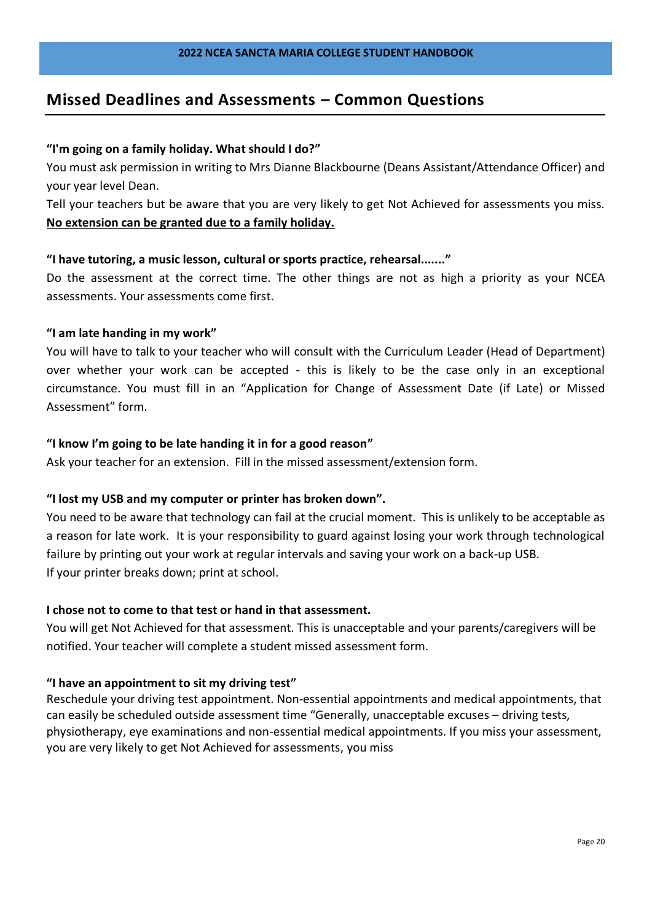## Missed Deadlines and Assessments – Common Questions

**"I'm going on a family holiday. What should I do?"**

You must ask permission in writing to Mrs Dianne Blackbourne (Deans Assistant/Attendance Officer) and your year level Dean.

Tell your teachers but be aware that you are very likely to get Not Achieved for assessments you miss. **No extension can be granted due to a family holiday.**

**"I have tutoring, a music lesson, cultural or sports practice, rehearsal......."**

Do the assessment at the correct time. The other things are not as high a priority as your NCEA assessments. Your assessments come first.

**"I am late handing in my work"**

You will have to talk to your teacher who will consult with the Curriculum Leader (Head of Department) over whether your work can be accepted - this is likely to be the case only in an exceptional circumstance. You must fill in an "Application for Change of Assessment Date (if Late) or Missed Assessment" form.

**"I know I'm going to be late handing it in for a good reason"**

Ask your teacher for an extension. Fill in the missed assessment/extension form.

**"I lost my USB and my computer or printer has broken down".**

You need to be aware that technology can fail at the crucial moment. This is unlikely to be acceptable as a reason for late work. It is your responsibility to guard against losing your work through technological failure by printing out your work at regular intervals and saving your work on a back-up USB.
If your printer breaks down; print at school.

**I chose not to come to that test or hand in that assessment.**

You will get Not Achieved for that assessment. This is unacceptable and your parents/caregivers will be notified. Your teacher will complete a student missed assessment form.

**"I have an appointment to sit my driving test"**

Reschedule your driving test appointment. Non-essential appointments and medical appointments, that can easily be scheduled outside assessment time "Generally, unacceptable excuses – driving tests, physiotherapy, eye examinations and non-essential medical appointments. If you miss your assessment, you are very likely to get Not Achieved for assessments, you miss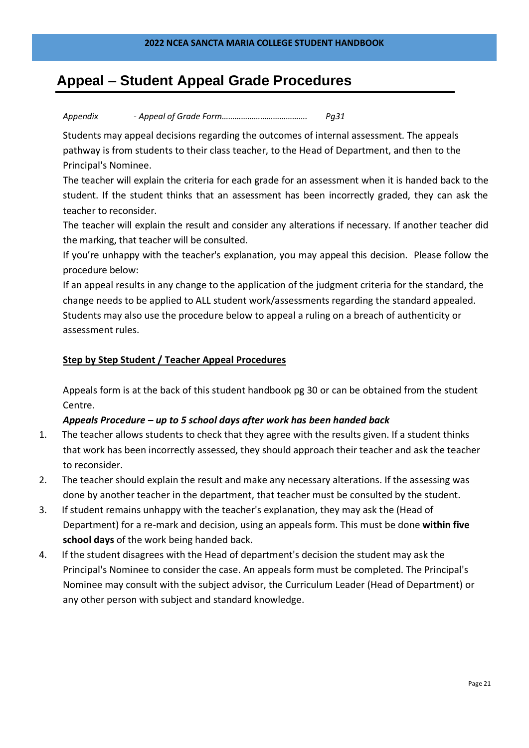# Appeal – Student Appeal Grade Procedures

*Appendix - Appeal of Grade Form…………………………………. Pg31*

Students may appeal decisions regarding the outcomes of internal assessment. The appeals pathway is from students to their class teacher, to the Head of Department, and then to the Principal's Nominee.

The teacher will explain the criteria for each grade for an assessment when it is handed back to the student. If the student thinks that an assessment has been incorrectly graded, they can ask the teacher to reconsider.

The teacher will explain the result and consider any alterations if necessary. If another teacher did the marking, that teacher will be consulted.

If you're unhappy with the teacher's explanation, you may appeal this decision. Please follow the procedure below:

If an appeal results in any change to the application of the judgment criteria for the standard, the change needs to be applied to ALL student work/assessments regarding the standard appealed.

Students may also use the procedure below to appeal a ruling on a breach of authenticity or assessment rules.

**Step by Step Student / Teacher Appeal Procedures**

Appeals form is at the back of this student handbook pg 30 or can be obtained from the student Centre.

***Appeals Procedure – up to 5 school days after work has been handed back***

1. The teacher allows students to check that they agree with the results given. If a student thinks that work has been incorrectly assessed, they should approach their teacher and ask the teacher to reconsider.
2. The teacher should explain the result and make any necessary alterations. If the assessing was done by another teacher in the department, that teacher must be consulted by the student.
3. If student remains unhappy with the teacher's explanation, they may ask the (Head of Department) for a re-mark and decision, using an appeals form. This must be done **within five school days** of the work being handed back.
4. If the student disagrees with the Head of department's decision the student may ask the Principal's Nominee to consider the case. An appeals form must be completed. The Principal's Nominee may consult with the subject advisor, the Curriculum Leader (Head of Department) or any other person with subject and standard knowledge.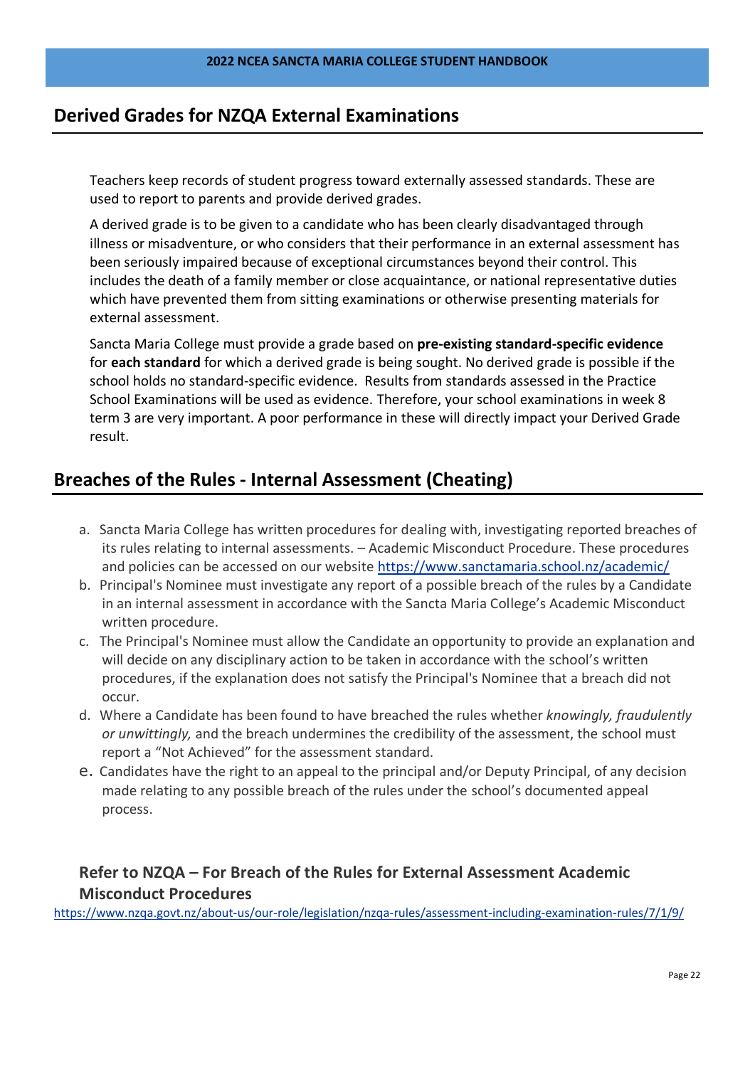## Derived Grades for NZQA External Examinations

Teachers keep records of student progress toward externally assessed standards. These are used to report to parents and provide derived grades.

A derived grade is to be given to a candidate who has been clearly disadvantaged through illness or misadventure, or who considers that their performance in an external assessment has been seriously impaired because of exceptional circumstances beyond their control. This includes the death of a family member or close acquaintance, or national representative duties which have prevented them from sitting examinations or otherwise presenting materials for external assessment.

Sancta Maria College must provide a grade based on **pre-existing standard-specific evidence** for **each standard** for which a derived grade is being sought. No derived grade is possible if the school holds no standard-specific evidence. Results from standards assessed in the Practice School Examinations will be used as evidence. Therefore, your school examinations in week 8 term 3 are very important. A poor performance in these will directly impact your Derived Grade result.

## Breaches of the Rules - Internal Assessment (Cheating)

a. Sancta Maria College has written procedures for dealing with, investigating reported breaches of its rules relating to internal assessments. – Academic Misconduct Procedure. These procedures and policies can be accessed on our website https://www.sanctamaria.school.nz/academic/
b. Principal's Nominee must investigate any report of a possible breach of the rules by a Candidate in an internal assessment in accordance with the Sancta Maria College's Academic Misconduct written procedure.
c. The Principal's Nominee must allow the Candidate an opportunity to provide an explanation and will decide on any disciplinary action to be taken in accordance with the school's written procedures, if the explanation does not satisfy the Principal's Nominee that a breach did not occur.
d. Where a Candidate has been found to have breached the rules whether *knowingly, fraudulently or unwittingly,* and the breach undermines the credibility of the assessment, the school must report a "Not Achieved" for the assessment standard.
e. Candidates have the right to an appeal to the principal and/or Deputy Principal, of any decision made relating to any possible breach of the rules under the school's documented appeal process.

### Refer to NZQA – For Breach of the Rules for External Assessment Academic Misconduct Procedures

https://www.nzqa.govt.nz/about-us/our-role/legislation/nzqa-rules/assessment-including-examination-rules/7/1/9/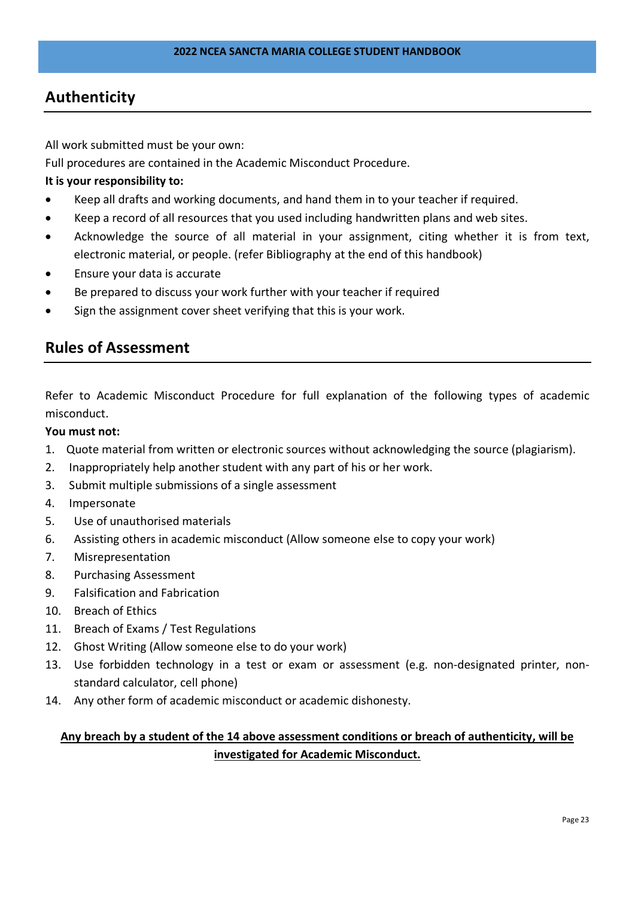## Authenticity

All work submitted must be your own:

Full procedures are contained in the Academic Misconduct Procedure.

**It is your responsibility to:**

- Keep all drafts and working documents, and hand them in to your teacher if required.
- Keep a record of all resources that you used including handwritten plans and web sites.
- Acknowledge the source of all material in your assignment, citing whether it is from text, electronic material, or people. (refer Bibliography at the end of this handbook)
- Ensure your data is accurate
- Be prepared to discuss your work further with your teacher if required
- Sign the assignment cover sheet verifying that this is your work.

## Rules of Assessment

Refer to Academic Misconduct Procedure for full explanation of the following types of academic misconduct.

**You must not:**

1. Quote material from written or electronic sources without acknowledging the source (plagiarism).
2. Inappropriately help another student with any part of his or her work.
3. Submit multiple submissions of a single assessment
4. Impersonate
5. Use of unauthorised materials
6. Assisting others in academic misconduct (Allow someone else to copy your work)
7. Misrepresentation
8. Purchasing Assessment
9. Falsification and Fabrication
10. Breach of Ethics
11. Breach of Exams / Test Regulations
12. Ghost Writing (Allow someone else to do your work)
13. Use forbidden technology in a test or exam or assessment (e.g. non-designated printer, non-standard calculator, cell phone)
14. Any other form of academic misconduct or academic dishonesty.

**Any breach by a student of the 14 above assessment conditions or breach of authenticity, will be investigated for Academic Misconduct.**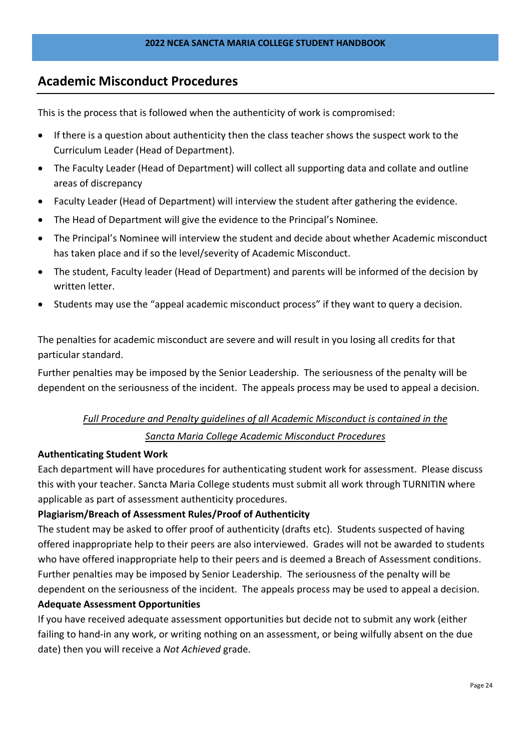## Academic Misconduct Procedures

This is the process that is followed when the authenticity of work is compromised:

- If there is a question about authenticity then the class teacher shows the suspect work to the Curriculum Leader (Head of Department).
- The Faculty Leader (Head of Department) will collect all supporting data and collate and outline areas of discrepancy
- Faculty Leader (Head of Department) will interview the student after gathering the evidence.
- The Head of Department will give the evidence to the Principal's Nominee.
- The Principal's Nominee will interview the student and decide about whether Academic misconduct has taken place and if so the level/severity of Academic Misconduct.
- The student, Faculty leader (Head of Department) and parents will be informed of the decision by written letter.
- Students may use the "appeal academic misconduct process" if they want to query a decision.

The penalties for academic misconduct are severe and will result in you losing all credits for that particular standard.

Further penalties may be imposed by the Senior Leadership. The seriousness of the penalty will be dependent on the seriousness of the incident. The appeals process may be used to appeal a decision.

*Full Procedure and Penalty guidelines of all Academic Misconduct is contained in the Sancta Maria College Academic Misconduct Procedures*

**Authenticating Student Work**

Each department will have procedures for authenticating student work for assessment. Please discuss this with your teacher. Sancta Maria College students must submit all work through TURNITIN where applicable as part of assessment authenticity procedures.

**Plagiarism/Breach of Assessment Rules/Proof of Authenticity**

The student may be asked to offer proof of authenticity (drafts etc). Students suspected of having offered inappropriate help to their peers are also interviewed. Grades will not be awarded to students who have offered inappropriate help to their peers and is deemed a Breach of Assessment conditions. Further penalties may be imposed by Senior Leadership. The seriousness of the penalty will be dependent on the seriousness of the incident. The appeals process may be used to appeal a decision.

**Adequate Assessment Opportunities**

If you have received adequate assessment opportunities but decide not to submit any work (either failing to hand-in any work, or writing nothing on an assessment, or being wilfully absent on the due date) then you will receive a *Not Achieved* grade.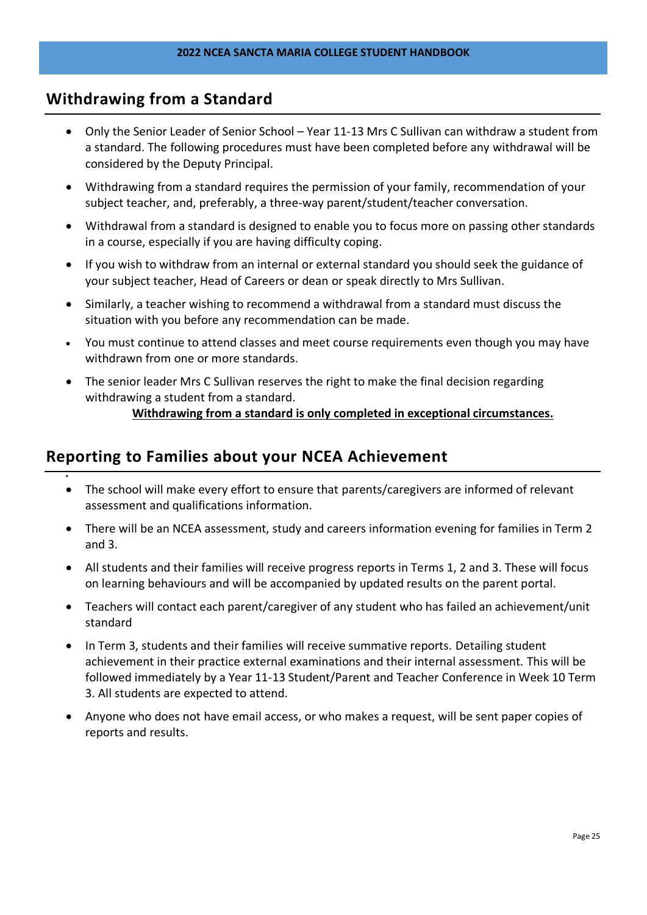## Withdrawing from a Standard

- Only the Senior Leader of Senior School – Year 11-13 Mrs C Sullivan can withdraw a student from a standard. The following procedures must have been completed before any withdrawal will be considered by the Deputy Principal.
- Withdrawing from a standard requires the permission of your family, recommendation of your subject teacher, and, preferably, a three-way parent/student/teacher conversation.
- Withdrawal from a standard is designed to enable you to focus more on passing other standards in a course, especially if you are having difficulty coping.
- If you wish to withdraw from an internal or external standard you should seek the guidance of your subject teacher, Head of Careers or dean or speak directly to Mrs Sullivan.
- Similarly, a teacher wishing to recommend a withdrawal from a standard must discuss the situation with you before any recommendation can be made.
- You must continue to attend classes and meet course requirements even though you may have withdrawn from one or more standards.
- The senior leader Mrs C Sullivan reserves the right to make the final decision regarding withdrawing a student from a standard.

**Withdrawing from a standard is only completed in exceptional circumstances.**

## Reporting to Families about your NCEA Achievement

- The school will make every effort to ensure that parents/caregivers are informed of relevant assessment and qualifications information.
- There will be an NCEA assessment, study and careers information evening for families in Term 2 and 3.
- All students and their families will receive progress reports in Terms 1, 2 and 3. These will focus on learning behaviours and will be accompanied by updated results on the parent portal.
- Teachers will contact each parent/caregiver of any student who has failed an achievement/unit standard
- In Term 3, students and their families will receive summative reports. Detailing student achievement in their practice external examinations and their internal assessment. This will be followed immediately by a Year 11-13 Student/Parent and Teacher Conference in Week 10 Term 3. All students are expected to attend.
- Anyone who does not have email access, or who makes a request, will be sent paper copies of reports and results.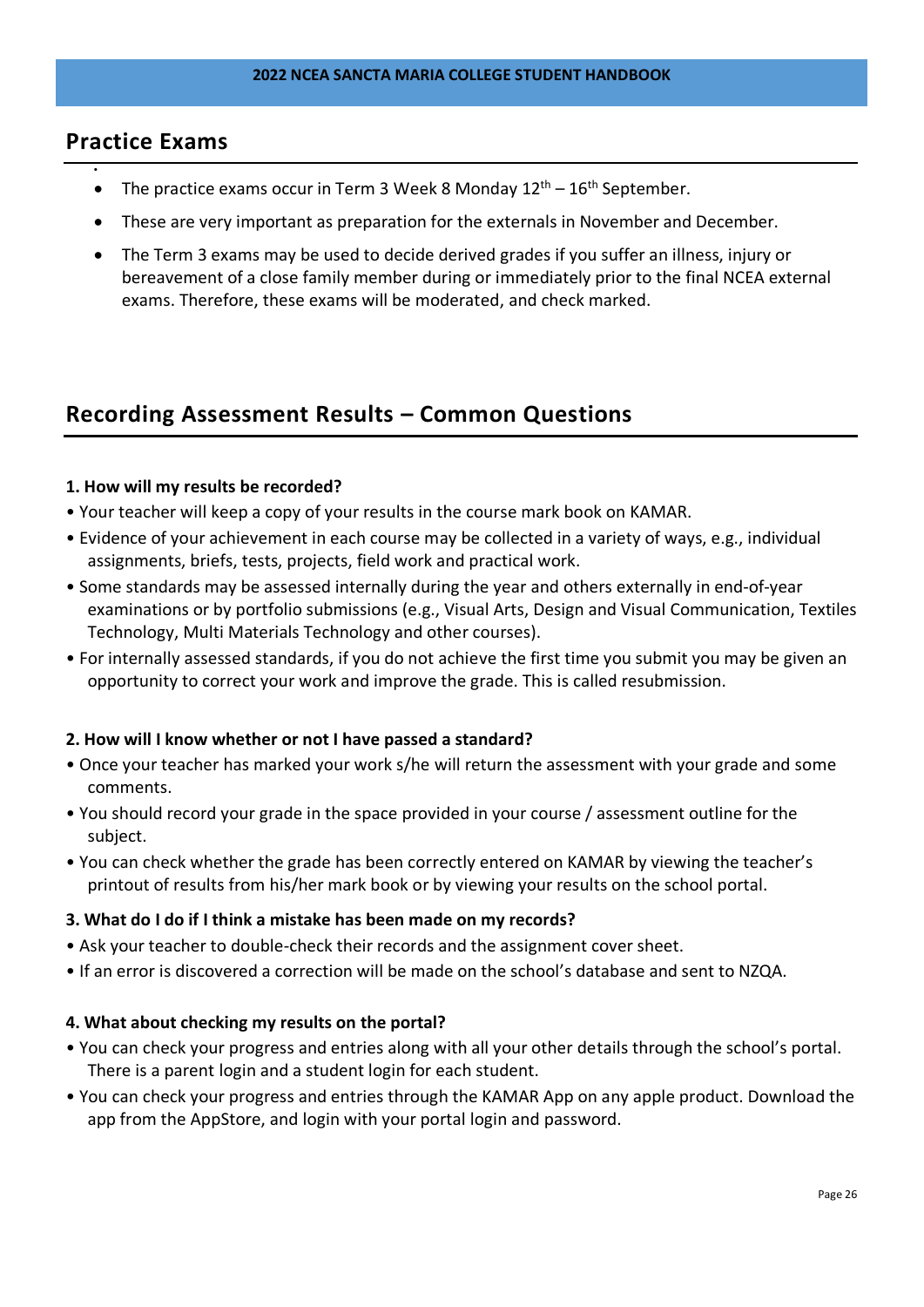## Practice Exams

- The practice exams occur in Term 3 Week 8 Monday 12th – 16th September.
- These are very important as preparation for the externals in November and December.
- The Term 3 exams may be used to decide derived grades if you suffer an illness, injury or bereavement of a close family member during or immediately prior to the final NCEA external exams. Therefore, these exams will be moderated, and check marked.

## Recording Assessment Results – Common Questions

**1. How will my results be recorded?**

- Your teacher will keep a copy of your results in the course mark book on KAMAR.
- Evidence of your achievement in each course may be collected in a variety of ways, e.g., individual assignments, briefs, tests, projects, field work and practical work.
- Some standards may be assessed internally during the year and others externally in end-of-year examinations or by portfolio submissions (e.g., Visual Arts, Design and Visual Communication, Textiles Technology, Multi Materials Technology and other courses).
- For internally assessed standards, if you do not achieve the first time you submit you may be given an opportunity to correct your work and improve the grade. This is called resubmission.

**2. How will I know whether or not I have passed a standard?**

- Once your teacher has marked your work s/he will return the assessment with your grade and some comments.
- You should record your grade in the space provided in your course / assessment outline for the subject.
- You can check whether the grade has been correctly entered on KAMAR by viewing the teacher's printout of results from his/her mark book or by viewing your results on the school portal.

**3. What do I do if I think a mistake has been made on my records?**

- Ask your teacher to double-check their records and the assignment cover sheet.
- If an error is discovered a correction will be made on the school's database and sent to NZQA.

**4. What about checking my results on the portal?**

- You can check your progress and entries along with all your other details through the school's portal. There is a parent login and a student login for each student.
- You can check your progress and entries through the KAMAR App on any apple product. Download the app from the AppStore, and login with your portal login and password.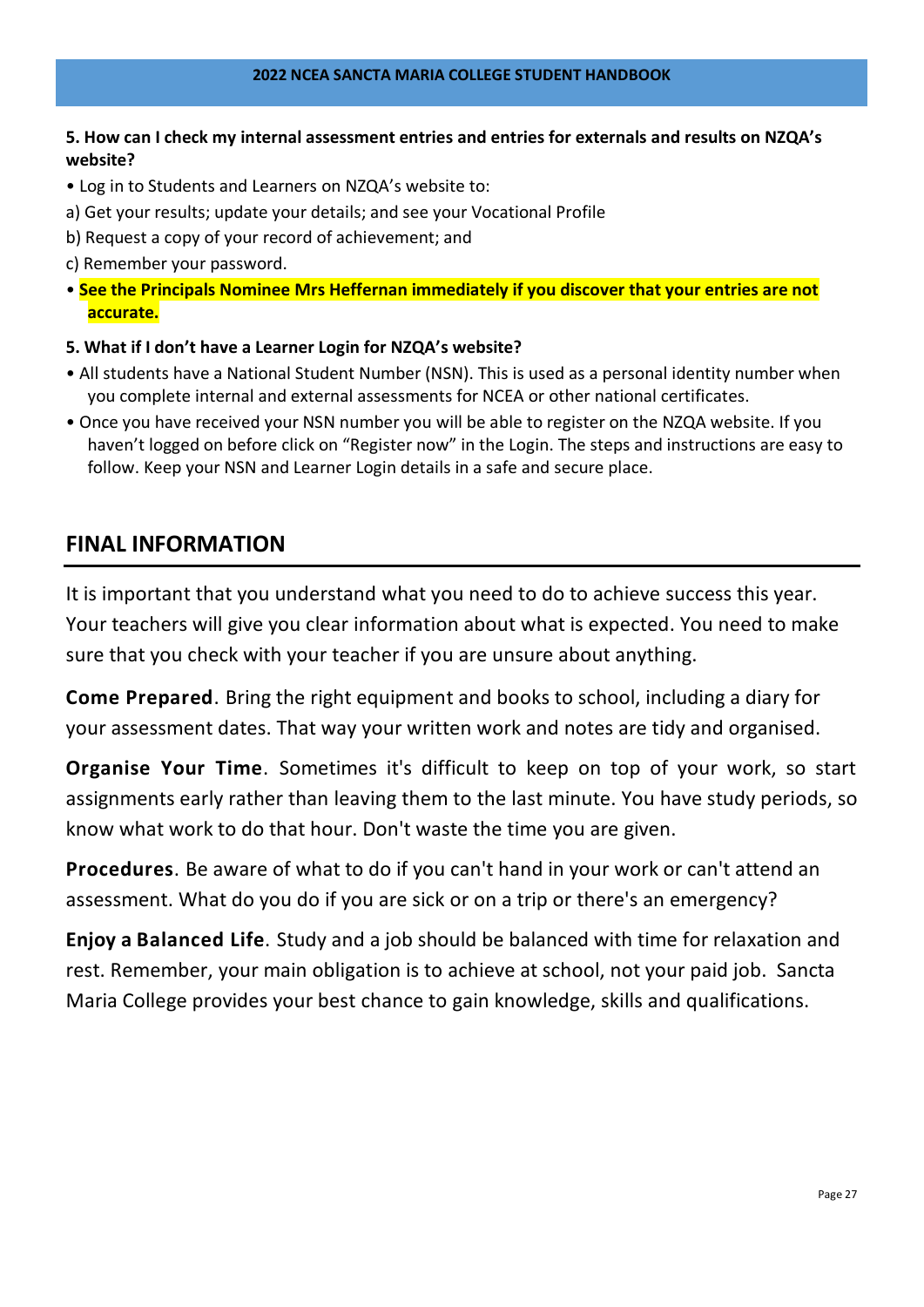**5. How can I check my internal assessment entries and entries for externals and results on NZQA's website?**

- Log in to Students and Learners on NZQA's website to:

a) Get your results; update your details; and see your Vocational Profile

b) Request a copy of your record of achievement; and

c) Remember your password.

- **See the Principals Nominee Mrs Heffernan immediately if you discover that your entries are not accurate.**

**5. What if I don't have a Learner Login for NZQA's website?**

- All students have a National Student Number (NSN). This is used as a personal identity number when you complete internal and external assessments for NCEA or other national certificates.
- Once you have received your NSN number you will be able to register on the NZQA website. If you haven't logged on before click on "Register now" in the Login. The steps and instructions are easy to follow. Keep your NSN and Learner Login details in a safe and secure place.

## FINAL INFORMATION

It is important that you understand what you need to do to achieve success this year. Your teachers will give you clear information about what is expected. You need to make sure that you check with your teacher if you are unsure about anything.

**Come Prepared**. Bring the right equipment and books to school, including a diary for your assessment dates. That way your written work and notes are tidy and organised.

**Organise Your Time**. Sometimes it's difficult to keep on top of your work, so start assignments early rather than leaving them to the last minute. You have study periods, so know what work to do that hour. Don't waste the time you are given.

**Procedures**. Be aware of what to do if you can't hand in your work or can't attend an assessment. What do you do if you are sick or on a trip or there's an emergency?

**Enjoy a Balanced Life**. Study and a job should be balanced with time for relaxation and rest. Remember, your main obligation is to achieve at school, not your paid job. Sancta Maria College provides your best chance to gain knowledge, skills and qualifications.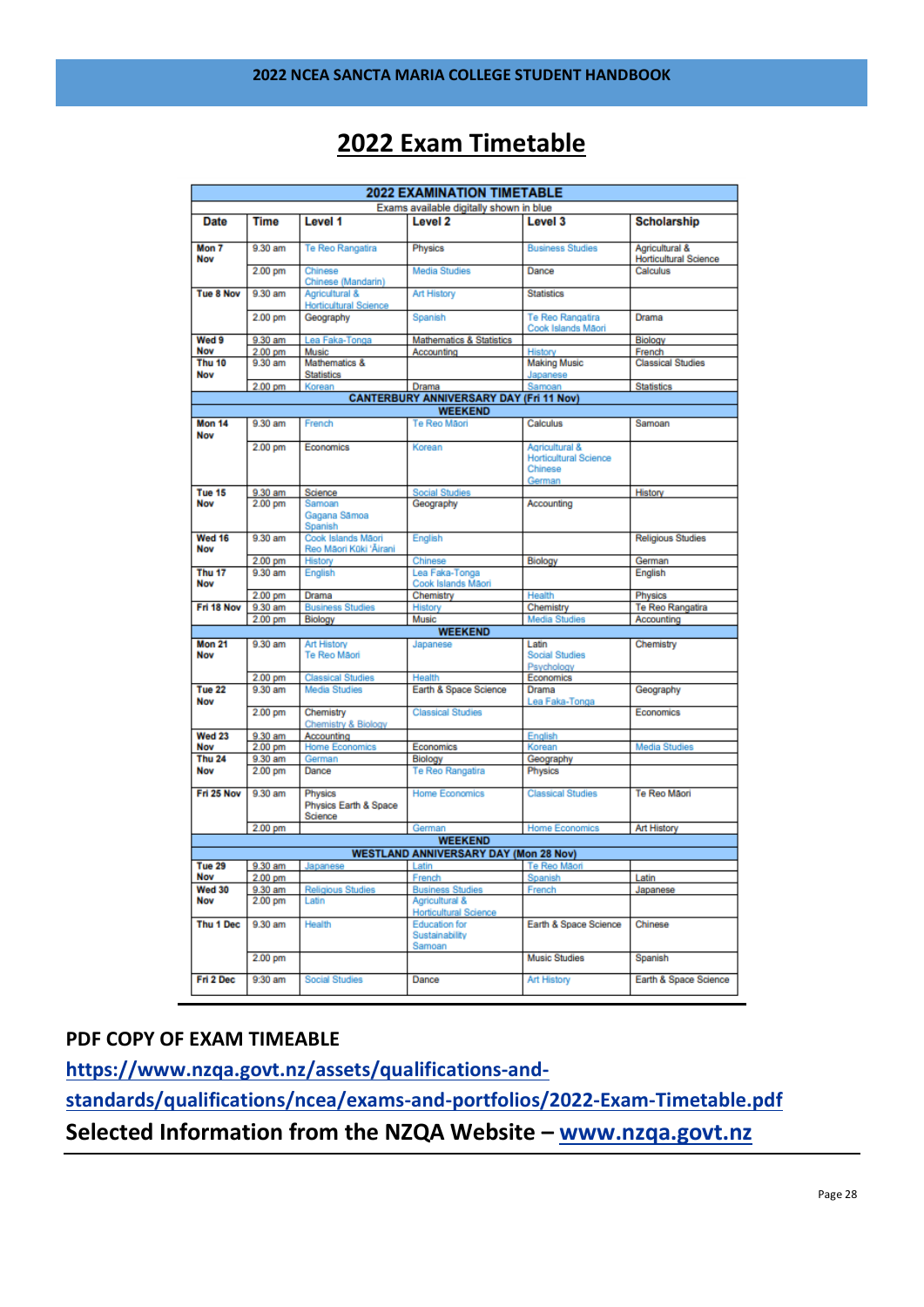## 2022 Exam Timetable

| 2022 EXAMINATION TIMETABLE | | | | | |
|---|---|---|---|---|---|
| Exams available digitally shown in blue | | | | | |
| **Date** | **Time** | **Level 1** | **Level 2** | **Level 3** | **Scholarship** |
| Mon 7 Nov | 9.30 am | Te Reo Rangatira | Physics | Business Studies | Agricultural & Horticultural Science |
| | 2.00 pm | Chinese<br>Chinese (Mandarin) | Media Studies | Dance | Calculus |
| Tue 8 Nov | 9.30 am | Agricultural & Horticultural Science | Art History | Statistics | |
| | 2.00 pm | Geography | Spanish | Te Reo Rangatira<br>Cook Islands Māori | Drama |
| Wed 9 Nov | 9.30 am | Lea Faka-Tonga | Mathematics & Statistics | | Biology |
| | 2.00 pm | Music | Accounting | History | French |
| Thu 10 Nov | 9.30 am | Mathematics & Statistics | | Making Music<br>Japanese | Classical Studies |
| | 2.00 pm | Korean | Drama | Samoan | Statistics |
| CANTERBURY ANNIVERSARY DAY (Fri 11 Nov) | | | | | |
| WEEKEND | | | | | |
| Mon 14 Nov | 9.30 am | French | Te Reo Māori | Calculus | Samoan |
| | 2.00 pm | Economics | Korean | Agricultural & Horticultural Science<br>Chinese<br>German | |
| Tue 15 Nov | 9.30 am | Science | Social Studies | | History |
| | 2.00 pm | Samoan<br>Gagana Sāmoa<br>Spanish | Geography | Accounting | |
| Wed 16 Nov | 9.30 am | Cook Islands Māori<br>Reo Māori Kūki 'Āirani | English | | Religious Studies |
| | 2.00 pm | History | Chinese | Biology | German |
| Thu 17 Nov | 9.30 am | English | Lea Faka-Tonga<br>Cook Islands Māori | | English |
| | 2.00 pm | Drama | Chemistry | Health | Physics |
| Fri 18 Nov | 9.30 am | Business Studies | History | Chemistry | Te Reo Rangatira |
| | 2.00 pm | Biology | Music | Media Studies | Accounting |
| WEEKEND | | | | | |
| Mon 21 Nov | 9.30 am | Art History<br>Te Reo Māori | Japanese | Latin<br>Social Studies<br>Psychology | Chemistry |
| | 2.00 pm | Classical Studies | Health | Economics | |
| Tue 22 Nov | 9.30 am | Media Studies | Earth & Space Science | Drama<br>Lea Faka-Tonga | Geography |
| | 2.00 pm | Chemistry<br>Chemistry & Biology | Classical Studies | | Economics |
| Wed 23 Nov | 9.30 am | Accounting | | English | |
| | 2.00 pm | Home Economics | Economics | Korean | Media Studies |
| Thu 24 Nov | 9.30 am | German | Biology | Geography | |
| | 2.00 pm | Dance | Te Reo Rangatira | Physics | |
| Fri 25 Nov | 9.30 am | Physics<br>Physics Earth & Space Science | Home Economics | Classical Studies | Te Reo Māori |
| | 2.00 pm | | German | Home Economics | Art History |
| WEEKEND | | | | | |
| WESTLAND ANNIVERSARY DAY (Mon 28 Nov) | | | | | |
| Tue 29 Nov | 9.30 am | Japanese | Latin | Te Reo Māori | |
| | 2.00 pm | | French | Spanish | Latin |
| Wed 30 Nov | 9.30 am | Religious Studies | Business Studies | French | Japanese |
| | 2.00 pm | Latin | Agricultural & Horticultural Science | | |
| Thu 1 Dec | 9.30 am | Health | Education for Sustainability<br>Samoan | Earth & Space Science | Chinese |
| | 2.00 pm | | | Music Studies | Spanish |
| Fri 2 Dec | 9:30 am | Social Studies | Dance | Art History | Earth & Space Science |

**PDF COPY OF EXAM TIMEABLE**

https://www.nzqa.govt.nz/assets/qualifications-and-standards/qualifications/ncea/exams-and-portfolios/2022-Exam-Timetable.pdf

**Selected Information from the NZQA Website – www.nzqa.govt.nz**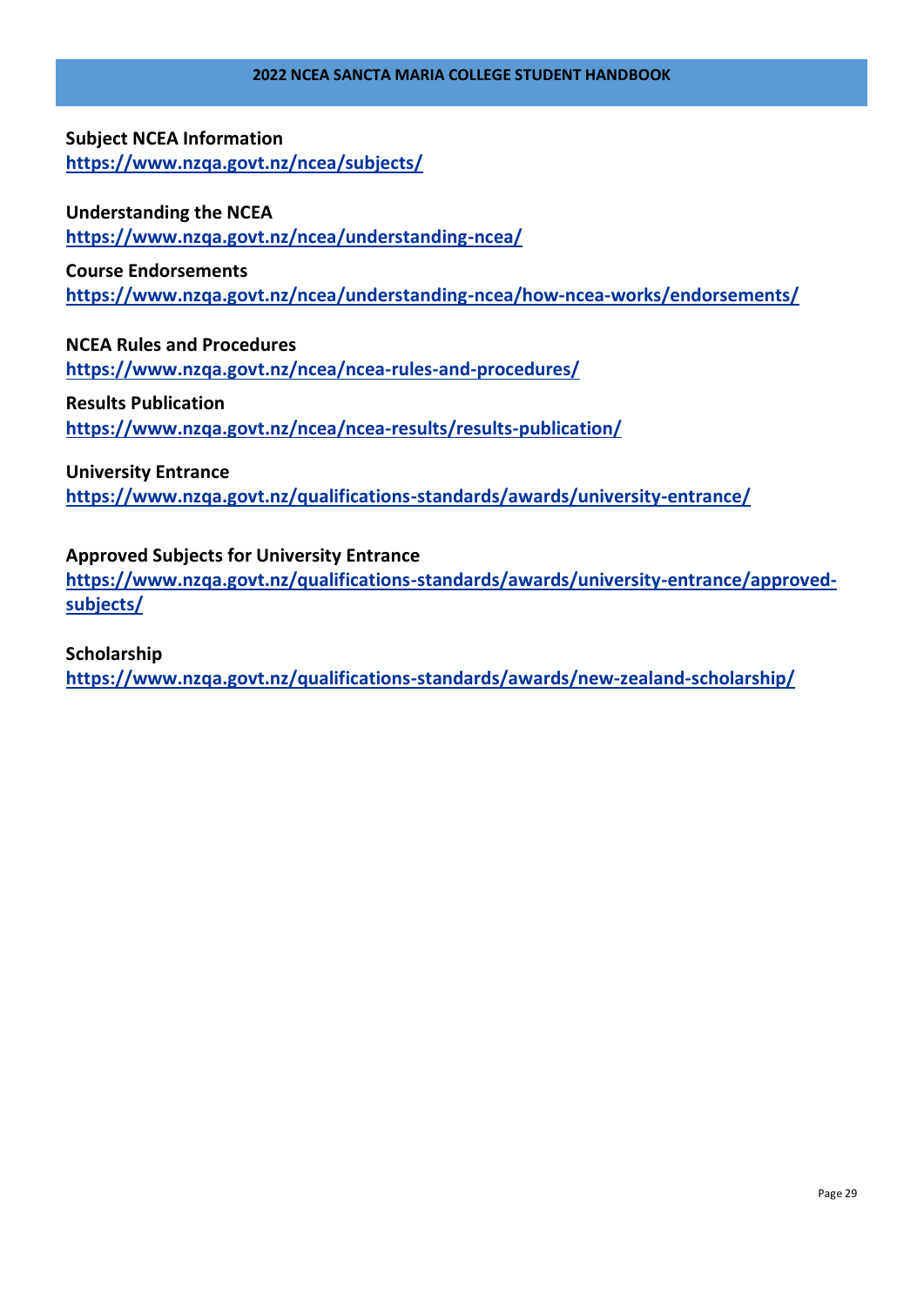**Subject NCEA Information**
https://www.nzqa.govt.nz/ncea/subjects/

**Understanding the NCEA**
https://www.nzqa.govt.nz/ncea/understanding-ncea/

**Course Endorsements**
https://www.nzqa.govt.nz/ncea/understanding-ncea/how-ncea-works/endorsements/

**NCEA Rules and Procedures**
https://www.nzqa.govt.nz/ncea/ncea-rules-and-procedures/

**Results Publication**
https://www.nzqa.govt.nz/ncea/ncea-results/results-publication/

**University Entrance**
https://www.nzqa.govt.nz/qualifications-standards/awards/university-entrance/

**Approved Subjects for University Entrance**
https://www.nzqa.govt.nz/qualifications-standards/awards/university-entrance/approved-subjects/

**Scholarship**
https://www.nzqa.govt.nz/qualifications-standards/awards/new-zealand-scholarship/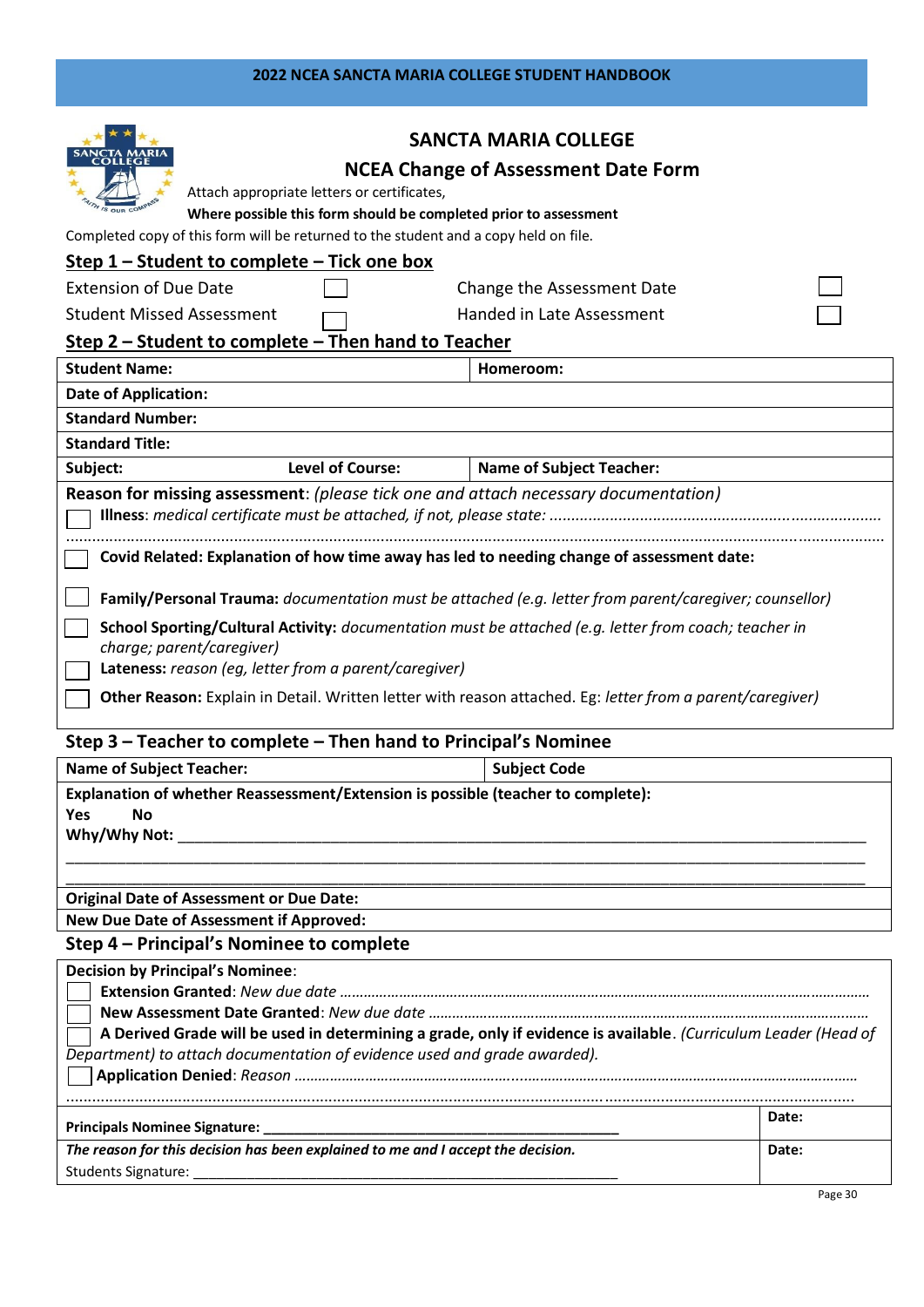# SANCTA MARIA COLLEGE

## NCEA Change of Assessment Date Form

Attach appropriate letters or certificates,

**Where possible this form should be completed prior to assessment**

Completed copy of this form will be returned to the student and a copy held on file.

### Step 1 – Student to complete – Tick one box

| | | | |
|---|---|---|---|
| Extension of Due Date | ☐ | Change the Assessment Date | ☐ |
| Student Missed Assessment | ☐ | Handed in Late Assessment | ☐ |

### Step 2 – Student to complete – Then hand to Teacher

| | | |
|---|---|---|
| **Student Name:** | | **Homeroom:** |
| **Date of Application:** | | |
| **Standard Number:** | | |
| **Standard Title:** | | |
| **Subject:** | **Level of Course:** | **Name of Subject Teacher:** |

**Reason for missing assessment:** *(please tick one and attach necessary documentation)*

☐ **Illness**: *medical certificate must be attached, if not, please state:* ..............................................................................

..................................................................................................................................................................

☐ **Covid Related: Explanation of how time away has led to needing change of assessment date:**

☐ **Family/Personal Trauma:** *documentation must be attached (e.g. letter from parent/caregiver; counsellor)*

☐ **School Sporting/Cultural Activity:** *documentation must be attached (e.g. letter from coach; teacher in charge; parent/caregiver)*

☐ **Lateness:** *reason (eg, letter from a parent/caregiver)*

☐ **Other Reason:** Explain in Detail. Written letter with reason attached. Eg: *letter from a parent/caregiver)*

### Step 3 – Teacher to complete – Then hand to Principal's Nominee

| | |
|---|---|
| **Name of Subject Teacher:** | **Subject Code** |

**Explanation of whether Reassessment/Extension is possible (teacher to complete):**

**Yes** **No**

**Why/Why Not:** ______________________________________________________________________________

______________________________________________________________________________________

______________________________________________________________________________________

**Original Date of Assessment or Due Date:**

**New Due Date of Assessment if Approved:**

### Step 4 – Principal's Nominee to complete

**Decision by Principal's Nominee**:

☐ **Extension Granted**: *New due date* ..................................................................................................................

☐ **New Assessment Date Granted**: *New due date* ..................................................................................................

☐ **A Derived Grade will be used in determining a grade, only if evidence is available**. *(Curriculum Leader (Head of Department) to attach documentation of evidence used and grade awarded).*

☐ **Application Denied**: *Reason* ................................................................................................................................

..................................................................................................................................................................

| | |
|---|---|
| **Principals Nominee Signature:** ______________________________________ | **Date:** |
| ***The reason for this decision has been explained to me and I accept the decision.*** <br> Students Signature: ______________________________________________ | **Date:** |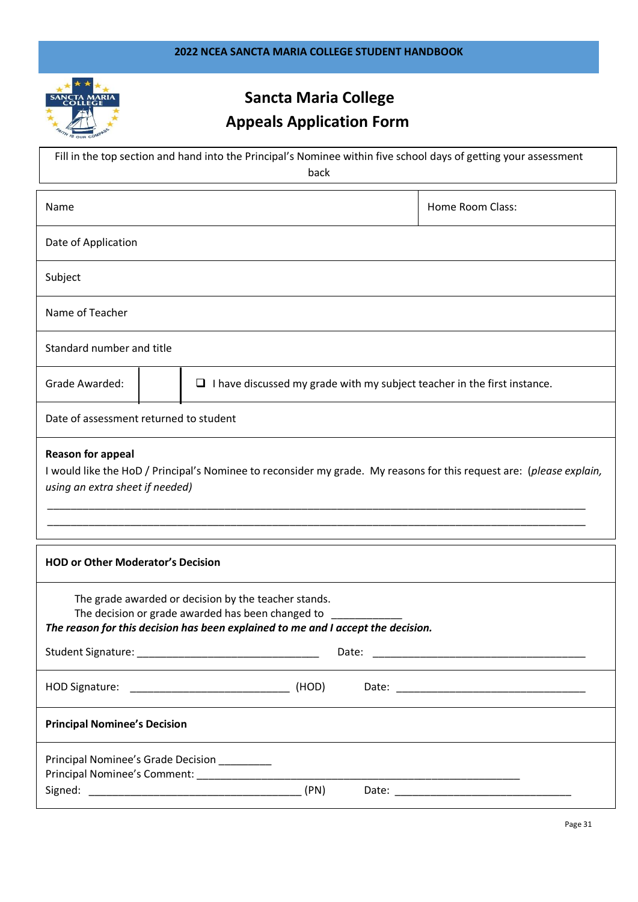# Sancta Maria College
# Appeals Application Form

Fill in the top section and hand into the Principal's Nominee within five school days of getting your assessment back

| | | |
|---|---|---|
| Name | | Home Room Class: |
| Date of Application | | |
| Subject | | |
| Name of Teacher | | |
| Standard number and title | | |
| Grade Awarded: | | ❑ I have discussed my grade with my subject teacher in the first instance. |
| Date of assessment returned to student | | |

**Reason for appeal**

I would like the HoD / Principal's Nominee to reconsider my grade. My reasons for this request are: (*please explain, using an extra sheet if needed*)

______________________________________________________________________________________

______________________________________________________________________________________

**HOD or Other Moderator's Decision**

The grade awarded or decision by the teacher stands.

The decision or grade awarded has been changed to ____________

***The reason for this decision has been explained to me and I accept the decision.***

Student Signature: ________________________________ Date: _____________________________________

HOD Signature: ____________________________ (HOD) Date: _________________________________

**Principal Nominee's Decision**

Principal Nominee's Grade Decision _________

Principal Nominee's Comment: ________________________________________________________

Signed: _____________________________________ (PN) Date: _______________________________